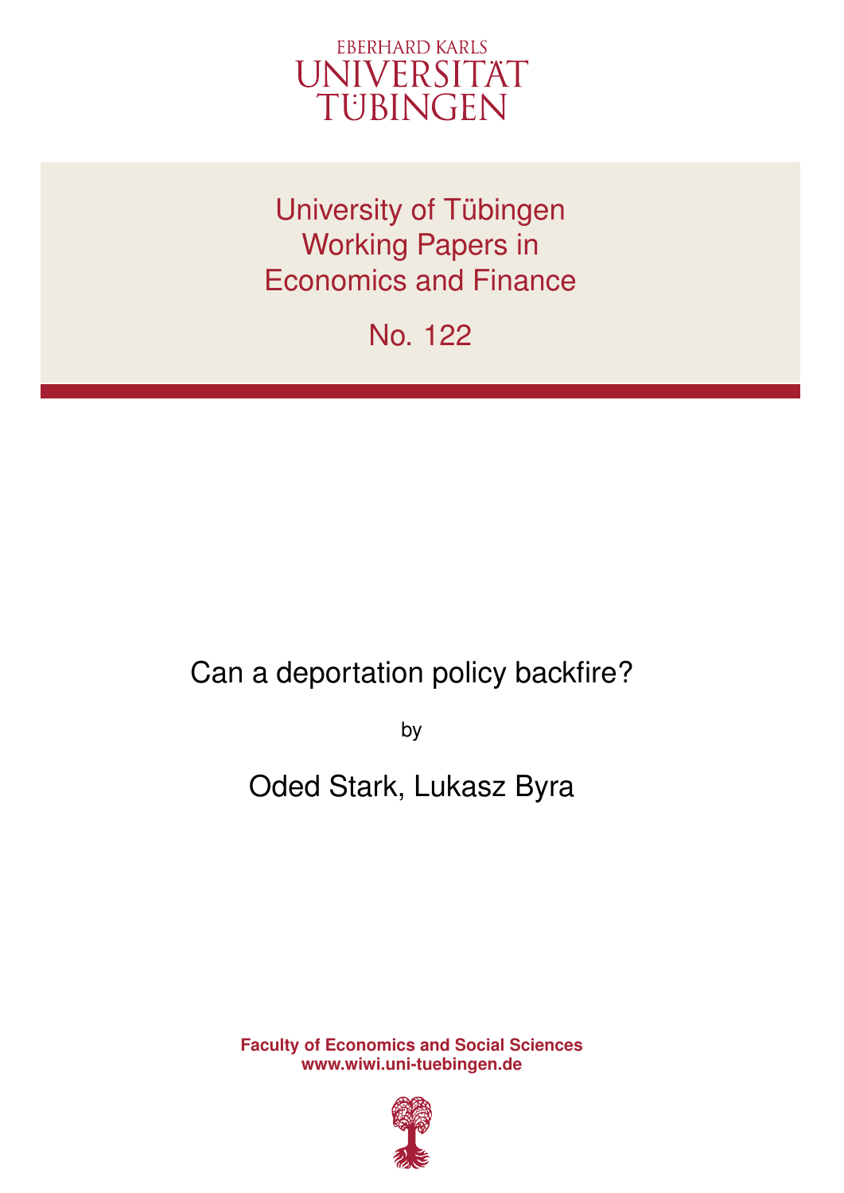EBERHARD KARLS
UNIVERSITÄT
TÜBINGEN

# University of Tübingen Working Papers in Economics and Finance

No. 122

## Can a deportation policy backfire?

by

Oded Stark, Lukasz Byra

**Faculty of Economics and Social Sciences**
**www.wiwi.uni-tuebingen.de**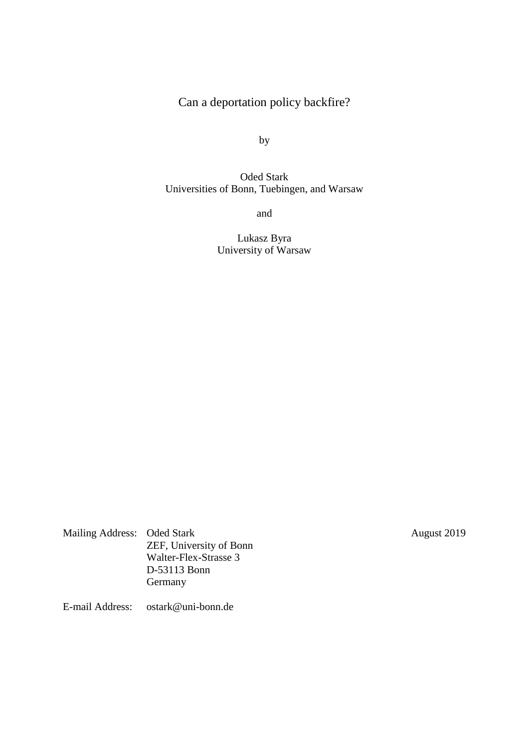# Can a deportation policy backfire?

by

Oded Stark
Universities of Bonn, Tuebingen, and Warsaw

and

Lukasz Byra
University of Warsaw

August 2019

Mailing Address: Oded Stark
ZEF, University of Bonn
Walter-Flex-Strasse 3
D-53113 Bonn
Germany

E-mail Address: ostark@uni-bonn.de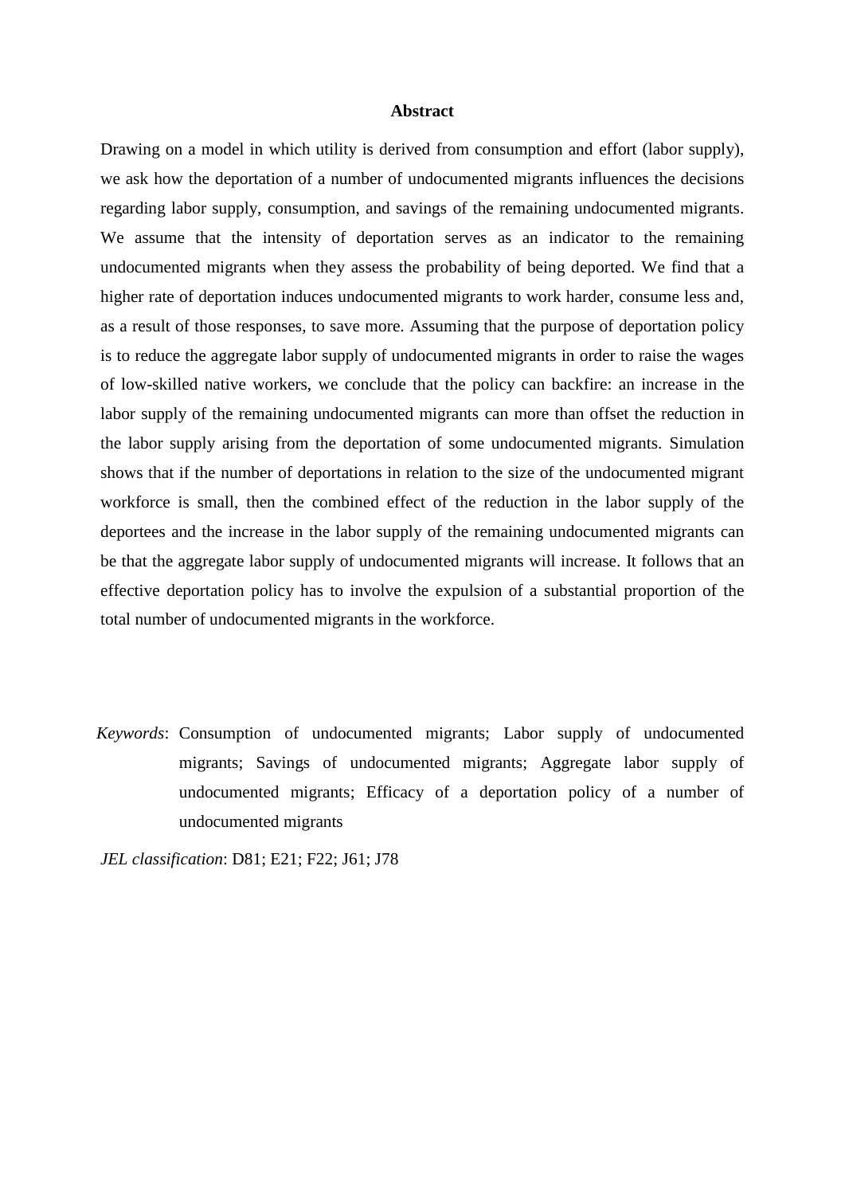## Abstract

Drawing on a model in which utility is derived from consumption and effort (labor supply), we ask how the deportation of a number of undocumented migrants influences the decisions regarding labor supply, consumption, and savings of the remaining undocumented migrants. We assume that the intensity of deportation serves as an indicator to the remaining undocumented migrants when they assess the probability of being deported. We find that a higher rate of deportation induces undocumented migrants to work harder, consume less and, as a result of those responses, to save more. Assuming that the purpose of deportation policy is to reduce the aggregate labor supply of undocumented migrants in order to raise the wages of low-skilled native workers, we conclude that the policy can backfire: an increase in the labor supply of the remaining undocumented migrants can more than offset the reduction in the labor supply arising from the deportation of some undocumented migrants. Simulation shows that if the number of deportations in relation to the size of the undocumented migrant workforce is small, then the combined effect of the reduction in the labor supply of the deportees and the increase in the labor supply of the remaining undocumented migrants can be that the aggregate labor supply of undocumented migrants will increase. It follows that an effective deportation policy has to involve the expulsion of a substantial proportion of the total number of undocumented migrants in the workforce.

*Keywords*: Consumption of undocumented migrants; Labor supply of undocumented migrants; Savings of undocumented migrants; Aggregate labor supply of undocumented migrants; Efficacy of a deportation policy of a number of undocumented migrants

*JEL classification*: D81; E21; F22; J61; J78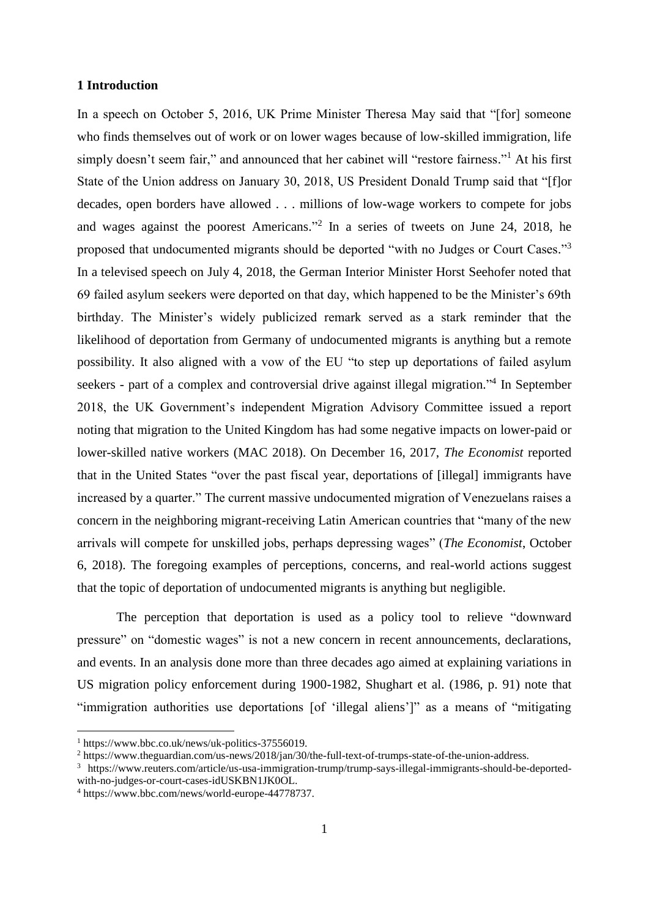## 1 Introduction

In a speech on October 5, 2016, UK Prime Minister Theresa May said that "[for] someone who finds themselves out of work or on lower wages because of low-skilled immigration, life simply doesn't seem fair," and announced that her cabinet will "restore fairness."[1] At his first State of the Union address on January 30, 2018, US President Donald Trump said that "[f]or decades, open borders have allowed . . . millions of low-wage workers to compete for jobs and wages against the poorest Americans."[2] In a series of tweets on June 24, 2018, he proposed that undocumented migrants should be deported "with no Judges or Court Cases."[3] In a televised speech on July 4, 2018, the German Interior Minister Horst Seehofer noted that 69 failed asylum seekers were deported on that day, which happened to be the Minister's 69th birthday. The Minister's widely publicized remark served as a stark reminder that the likelihood of deportation from Germany of undocumented migrants is anything but a remote possibility. It also aligned with a vow of the EU "to step up deportations of failed asylum seekers - part of a complex and controversial drive against illegal migration."[4] In September 2018, the UK Government's independent Migration Advisory Committee issued a report noting that migration to the United Kingdom has had some negative impacts on lower-paid or lower-skilled native workers (MAC 2018). On December 16, 2017, *The Economist* reported that in the United States "over the past fiscal year, deportations of [illegal] immigrants have increased by a quarter." The current massive undocumented migration of Venezuelans raises a concern in the neighboring migrant-receiving Latin American countries that "many of the new arrivals will compete for unskilled jobs, perhaps depressing wages" (*The Economist*, October 6, 2018). The foregoing examples of perceptions, concerns, and real-world actions suggest that the topic of deportation of undocumented migrants is anything but negligible.

The perception that deportation is used as a policy tool to relieve "downward pressure" on "domestic wages" is not a new concern in recent announcements, declarations, and events. In an analysis done more than three decades ago aimed at explaining variations in US migration policy enforcement during 1900-1982, Shughart et al. (1986, p. 91) note that "immigration authorities use deportations [of 'illegal aliens']" as a means of "mitigating

---

[1] https://www.bbc.co.uk/news/uk-politics-37556019.

[2] https://www.theguardian.com/us-news/2018/jan/30/the-full-text-of-trumps-state-of-the-union-address.

[3] https://www.reuters.com/article/us-usa-immigration-trump/trump-says-illegal-immigrants-should-be-deported-with-no-judges-or-court-cases-idUSKBN1JK0OL.

[4] https://www.bbc.com/news/world-europe-44778737.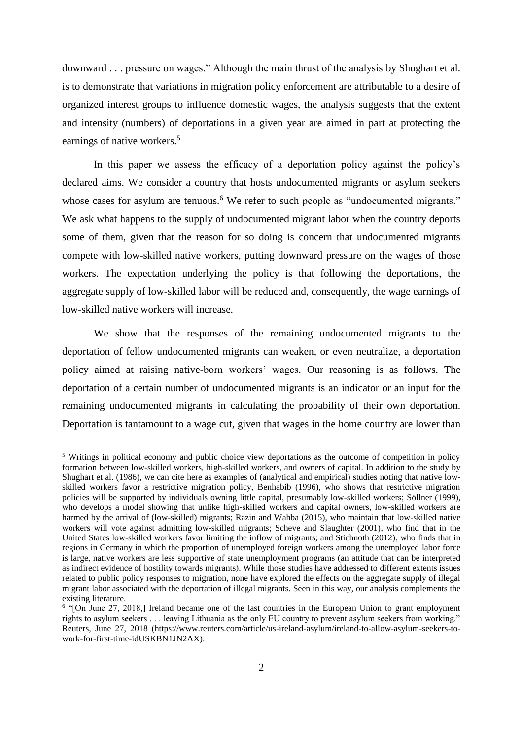downward . . . pressure on wages." Although the main thrust of the analysis by Shughart et al. is to demonstrate that variations in migration policy enforcement are attributable to a desire of organized interest groups to influence domestic wages, the analysis suggests that the extent and intensity (numbers) of deportations in a given year are aimed in part at protecting the earnings of native workers.[5]

In this paper we assess the efficacy of a deportation policy against the policy's declared aims. We consider a country that hosts undocumented migrants or asylum seekers whose cases for asylum are tenuous.[6] We refer to such people as "undocumented migrants." We ask what happens to the supply of undocumented migrant labor when the country deports some of them, given that the reason for so doing is concern that undocumented migrants compete with low-skilled native workers, putting downward pressure on the wages of those workers. The expectation underlying the policy is that following the deportations, the aggregate supply of low-skilled labor will be reduced and, consequently, the wage earnings of low-skilled native workers will increase.

We show that the responses of the remaining undocumented migrants to the deportation of fellow undocumented migrants can weaken, or even neutralize, a deportation policy aimed at raising native-born workers' wages. Our reasoning is as follows. The deportation of a certain number of undocumented migrants is an indicator or an input for the remaining undocumented migrants in calculating the probability of their own deportation. Deportation is tantamount to a wage cut, given that wages in the home country are lower than

---

[5] Writings in political economy and public choice view deportations as the outcome of competition in policy formation between low-skilled workers, high-skilled workers, and owners of capital. In addition to the study by Shughart et al. (1986), we can cite here as examples of (analytical and empirical) studies noting that native low-skilled workers favor a restrictive migration policy, Benhabib (1996), who shows that restrictive migration policies will be supported by individuals owning little capital, presumably low-skilled workers; Söllner (1999), who develops a model showing that unlike high-skilled workers and capital owners, low-skilled workers are harmed by the arrival of (low-skilled) migrants; Razin and Wahba (2015), who maintain that low-skilled native workers will vote against admitting low-skilled migrants; Scheve and Slaughter (2001), who find that in the United States low-skilled workers favor limiting the inflow of migrants; and Stichnoth (2012), who finds that in regions in Germany in which the proportion of unemployed foreign workers among the unemployed labor force is large, native workers are less supportive of state unemployment programs (an attitude that can be interpreted as indirect evidence of hostility towards migrants). While those studies have addressed to different extents issues related to public policy responses to migration, none have explored the effects on the aggregate supply of illegal migrant labor associated with the deportation of illegal migrants. Seen in this way, our analysis complements the existing literature.

[6] "[On June 27, 2018,] Ireland became one of the last countries in the European Union to grant employment rights to asylum seekers . . . leaving Lithuania as the only EU country to prevent asylum seekers from working." Reuters, June 27, 2018 (https://www.reuters.com/article/us-ireland-asylum/ireland-to-allow-asylum-seekers-to-work-for-first-time-idUSKBN1JN2AX).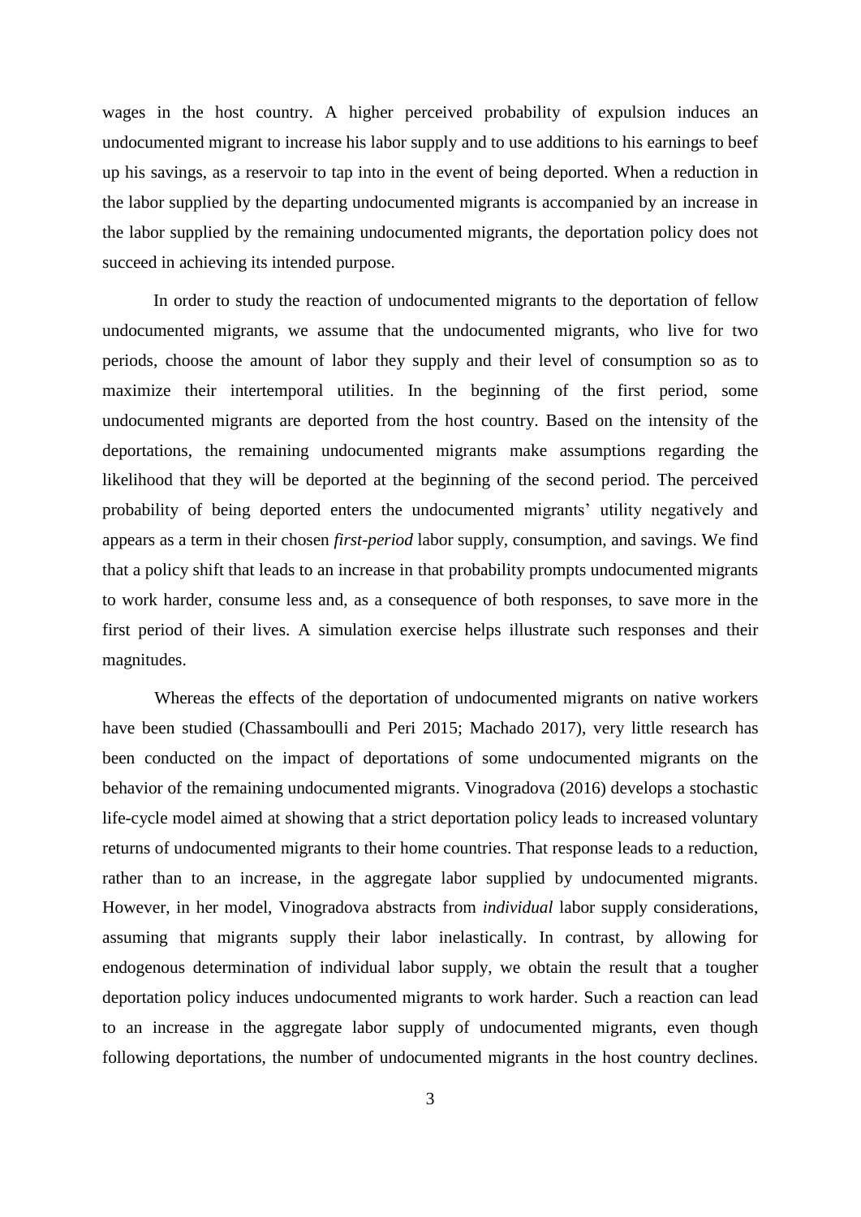wages in the host country. A higher perceived probability of expulsion induces an undocumented migrant to increase his labor supply and to use additions to his earnings to beef up his savings, as a reservoir to tap into in the event of being deported. When a reduction in the labor supplied by the departing undocumented migrants is accompanied by an increase in the labor supplied by the remaining undocumented migrants, the deportation policy does not succeed in achieving its intended purpose.

In order to study the reaction of undocumented migrants to the deportation of fellow undocumented migrants, we assume that the undocumented migrants, who live for two periods, choose the amount of labor they supply and their level of consumption so as to maximize their intertemporal utilities. In the beginning of the first period, some undocumented migrants are deported from the host country. Based on the intensity of the deportations, the remaining undocumented migrants make assumptions regarding the likelihood that they will be deported at the beginning of the second period. The perceived probability of being deported enters the undocumented migrants' utility negatively and appears as a term in their chosen *first-period* labor supply, consumption, and savings. We find that a policy shift that leads to an increase in that probability prompts undocumented migrants to work harder, consume less and, as a consequence of both responses, to save more in the first period of their lives. A simulation exercise helps illustrate such responses and their magnitudes.

Whereas the effects of the deportation of undocumented migrants on native workers have been studied (Chassamboulli and Peri 2015; Machado 2017), very little research has been conducted on the impact of deportations of some undocumented migrants on the behavior of the remaining undocumented migrants. Vinogradova (2016) develops a stochastic life-cycle model aimed at showing that a strict deportation policy leads to increased voluntary returns of undocumented migrants to their home countries. That response leads to a reduction, rather than to an increase, in the aggregate labor supplied by undocumented migrants. However, in her model, Vinogradova abstracts from *individual* labor supply considerations, assuming that migrants supply their labor inelastically. In contrast, by allowing for endogenous determination of individual labor supply, we obtain the result that a tougher deportation policy induces undocumented migrants to work harder. Such a reaction can lead to an increase in the aggregate labor supply of undocumented migrants, even though following deportations, the number of undocumented migrants in the host country declines.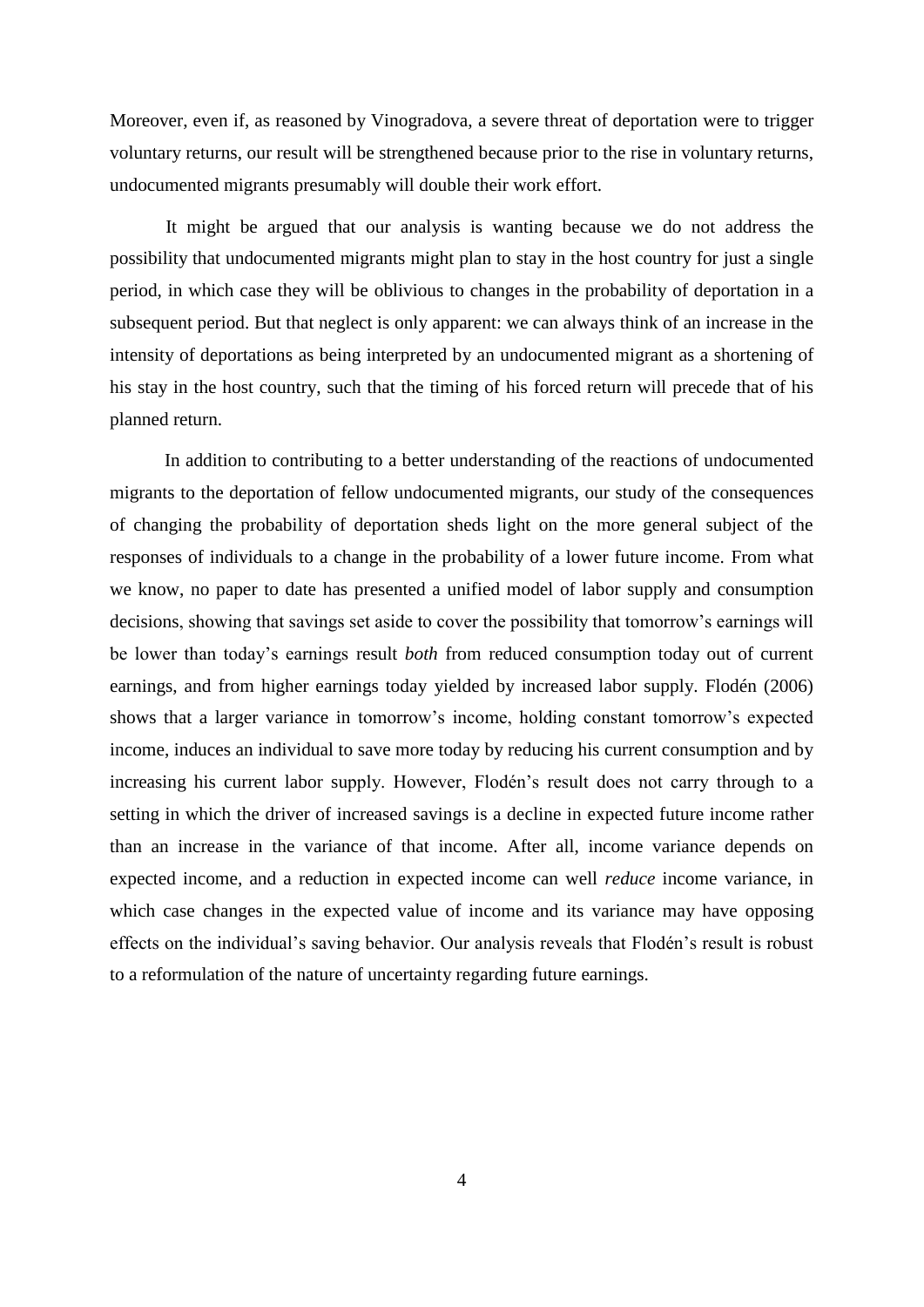Moreover, even if, as reasoned by Vinogradova, a severe threat of deportation were to trigger voluntary returns, our result will be strengthened because prior to the rise in voluntary returns, undocumented migrants presumably will double their work effort.

It might be argued that our analysis is wanting because we do not address the possibility that undocumented migrants might plan to stay in the host country for just a single period, in which case they will be oblivious to changes in the probability of deportation in a subsequent period. But that neglect is only apparent: we can always think of an increase in the intensity of deportations as being interpreted by an undocumented migrant as a shortening of his stay in the host country, such that the timing of his forced return will precede that of his planned return.

In addition to contributing to a better understanding of the reactions of undocumented migrants to the deportation of fellow undocumented migrants, our study of the consequences of changing the probability of deportation sheds light on the more general subject of the responses of individuals to a change in the probability of a lower future income. From what we know, no paper to date has presented a unified model of labor supply and consumption decisions, showing that savings set aside to cover the possibility that tomorrow's earnings will be lower than today's earnings result *both* from reduced consumption today out of current earnings, and from higher earnings today yielded by increased labor supply. Flodén (2006) shows that a larger variance in tomorrow's income, holding constant tomorrow's expected income, induces an individual to save more today by reducing his current consumption and by increasing his current labor supply. However, Flodén's result does not carry through to a setting in which the driver of increased savings is a decline in expected future income rather than an increase in the variance of that income. After all, income variance depends on expected income, and a reduction in expected income can well *reduce* income variance, in which case changes in the expected value of income and its variance may have opposing effects on the individual's saving behavior. Our analysis reveals that Flodén's result is robust to a reformulation of the nature of uncertainty regarding future earnings.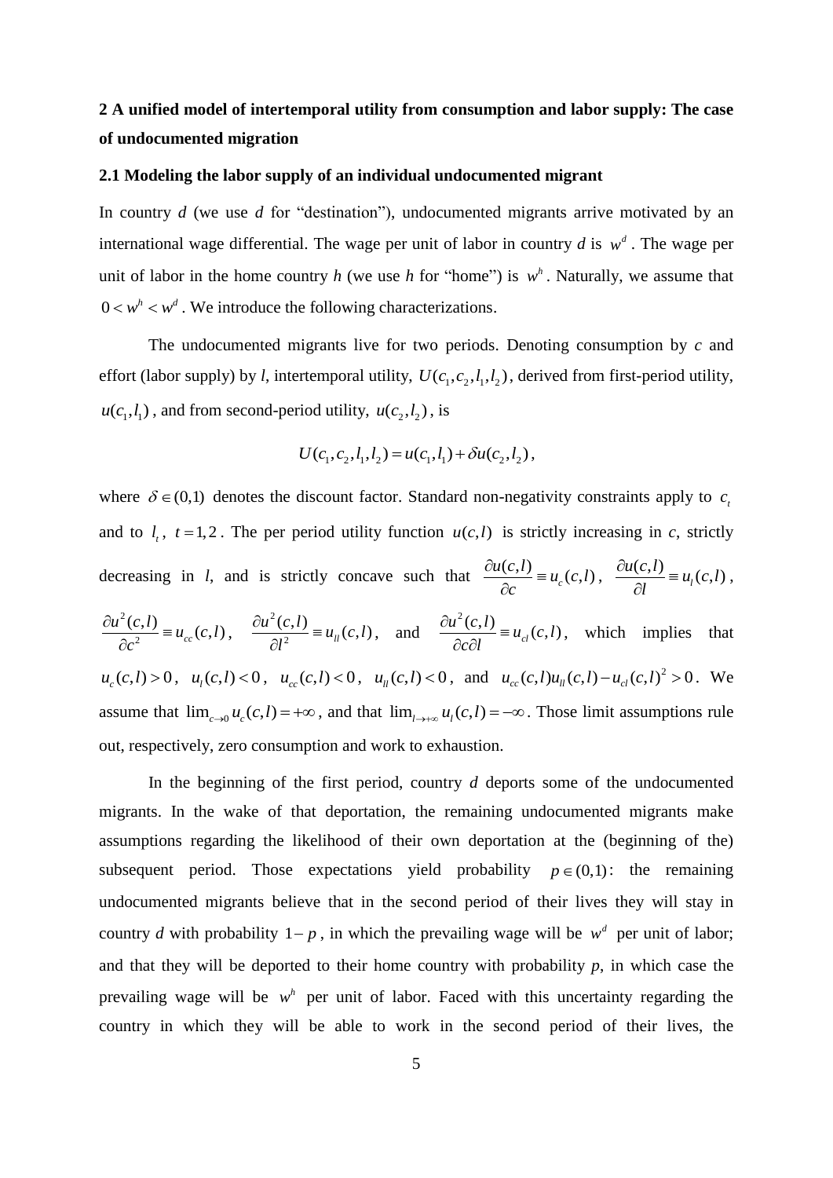## 2 A unified model of intertemporal utility from consumption and labor supply: The case of undocumented migration

### 2.1 Modeling the labor supply of an individual undocumented migrant

In country *d* (we use *d* for "destination"), undocumented migrants arrive motivated by an international wage differential. The wage per unit of labor in country *d* is $w^d$. The wage per unit of labor in the home country *h* (we use *h* for "home") is $w^h$. Naturally, we assume that $0 < w^h < w^d$. We introduce the following characterizations.

The undocumented migrants live for two periods. Denoting consumption by *c* and effort (labor supply) by *l*, intertemporal utility, $U(c_1, c_2, l_1, l_2)$, derived from first-period utility, $u(c_1, l_1)$, and from second-period utility, $u(c_2, l_2)$, is

$$U(c_1, c_2, l_1, l_2) = u(c_1, l_1) + \delta u(c_2, l_2),$$

where $\delta \in (0,1)$ denotes the discount factor. Standard non-negativity constraints apply to $c_t$ and to $l_t$, $t = 1,2$. The per period utility function $u(c,l)$ is strictly increasing in *c*, strictly decreasing in *l*, and is strictly concave such that $\frac{\partial u(c,l)}{\partial c} \equiv u_c(c,l)$, $\frac{\partial u(c,l)}{\partial l} \equiv u_l(c,l)$, $\frac{\partial u^2(c,l)}{\partial c^2} \equiv u_{cc}(c,l)$, $\frac{\partial u^2(c,l)}{\partial l^2} \equiv u_{ll}(c,l)$, and $\frac{\partial u^2(c,l)}{\partial c \partial l} \equiv u_{cl}(c,l)$, which implies that $u_c(c,l) > 0$, $u_l(c,l) < 0$, $u_{cc}(c,l) < 0$, $u_{ll}(c,l) < 0$, and $u_{cc}(c,l)u_{ll}(c,l) - u_{cl}(c,l)^2 > 0$. We assume that $\lim_{c \to 0} u_c(c,l) = +\infty$, and that $\lim_{l \to +\infty} u_l(c,l) = -\infty$. Those limit assumptions rule out, respectively, zero consumption and work to exhaustion.

In the beginning of the first period, country *d* deports some of the undocumented migrants. In the wake of that deportation, the remaining undocumented migrants make assumptions regarding the likelihood of their own deportation at the (beginning of the) subsequent period. Those expectations yield probability $p \in (0,1)$: the remaining undocumented migrants believe that in the second period of their lives they will stay in country *d* with probability $1 - p$, in which the prevailing wage will be $w^d$ per unit of labor; and that they will be deported to their home country with probability *p*, in which case the prevailing wage will be $w^h$ per unit of labor. Faced with this uncertainty regarding the country in which they will be able to work in the second period of their lives, the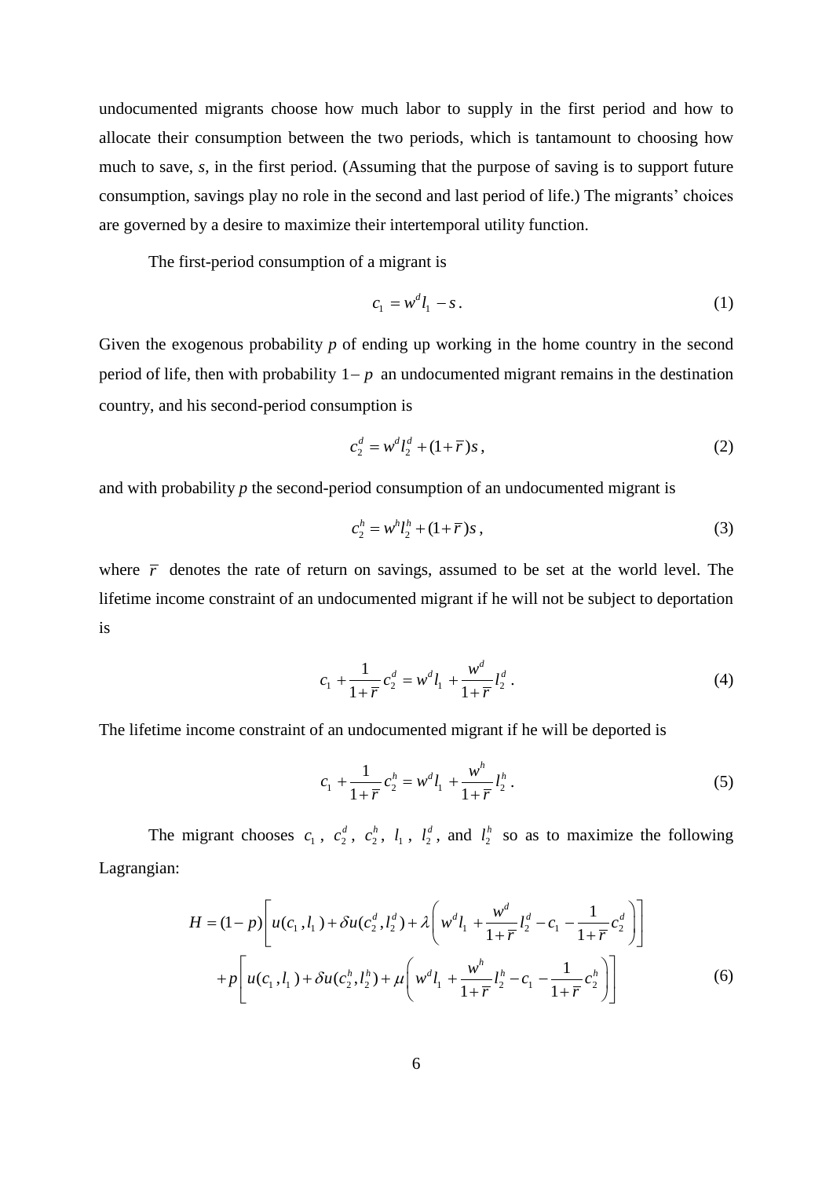undocumented migrants choose how much labor to supply in the first period and how to allocate their consumption between the two periods, which is tantamount to choosing how much to save, $s$, in the first period. (Assuming that the purpose of saving is to support future consumption, savings play no role in the second and last period of life.) The migrants' choices are governed by a desire to maximize their intertemporal utility function.

The first-period consumption of a migrant is

$$c_1 = w^d l_1 - s \,. \tag{1}$$

Given the exogenous probability $p$ of ending up working in the home country in the second period of life, then with probability $1-p$ an undocumented migrant remains in the destination country, and his second-period consumption is

$$c_2^d = w^d l_2^d + (1+\bar{r})s \,, \tag{2}$$

and with probability $p$ the second-period consumption of an undocumented migrant is

$$c_2^h = w^h l_2^h + (1+\bar{r})s \,, \tag{3}$$

where $\bar{r}$ denotes the rate of return on savings, assumed to be set at the world level. The lifetime income constraint of an undocumented migrant if he will not be subject to deportation is

$$c_1 + \frac{1}{1+\bar{r}} c_2^d = w^d l_1 + \frac{w^d}{1+\bar{r}} l_2^d \,. \tag{4}$$

The lifetime income constraint of an undocumented migrant if he will be deported is

$$c_1 + \frac{1}{1+\bar{r}} c_2^h = w^d l_1 + \frac{w^h}{1+\bar{r}} l_2^h \,. \tag{5}$$

The migrant chooses $c_1$, $c_2^d$, $c_2^h$, $l_1$, $l_2^d$, and $l_2^h$ so as to maximize the following Lagrangian:

$$\begin{aligned} H = (1-p)&\left[ u(c_1, l_1) + \delta u(c_2^d, l_2^d) + \lambda \left( w^d l_1 + \frac{w^d}{1+\bar{r}} l_2^d - c_1 - \frac{1}{1+\bar{r}} c_2^d \right) \right] \\ &+ p \left[ u(c_1, l_1) + \delta u(c_2^h, l_2^h) + \mu \left( w^d l_1 + \frac{w^h}{1+\bar{r}} l_2^h - c_1 - \frac{1}{1+\bar{r}} c_2^h \right) \right] \end{aligned} \tag{6}$$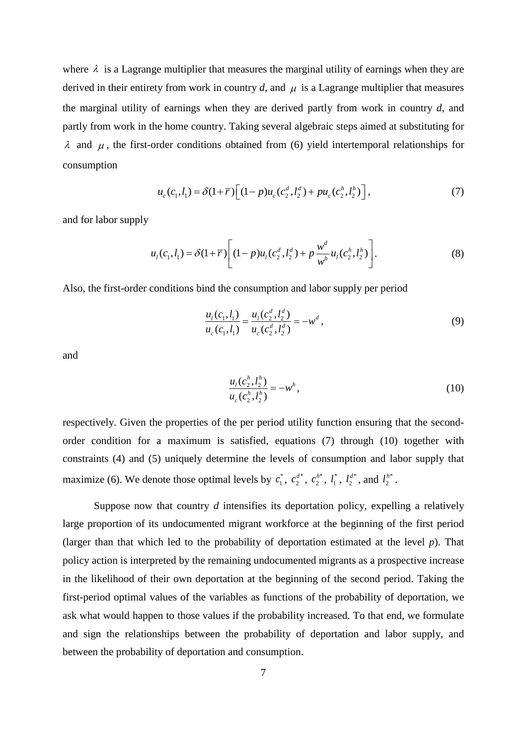where $\lambda$ is a Lagrange multiplier that measures the marginal utility of earnings when they are derived in their entirety from work in country *d*, and $\mu$ is a Lagrange multiplier that measures the marginal utility of earnings when they are derived partly from work in country *d*, and partly from work in the home country. Taking several algebraic steps aimed at substituting for $\lambda$ and $\mu$, the first-order conditions obtained from (6) yield intertemporal relationships for consumption

$$u_c(c_1, l_1) = \delta(1+\bar{r})\left[(1-p)u_c(c_2^d, l_2^d) + pu_c(c_2^h, l_2^h)\right], \tag{7}$$

and for labor supply

$$u_l(c_1, l_1) = \delta(1+\bar{r})\left[(1-p)u_l(c_2^d, l_2^d) + p\frac{w^d}{w^h}u_l(c_2^h, l_2^h)\right]. \tag{8}$$

Also, the first-order conditions bind the consumption and labor supply per period

$$\frac{u_l(c_1, l_1)}{u_c(c_1, l_1)} = \frac{u_l(c_2^d, l_2^d)}{u_c(c_2^d, l_2^d)} = -w^d, \tag{9}$$

and

$$\frac{u_l(c_2^h, l_2^h)}{u_c(c_2^h, l_2^h)} = -w^h, \tag{10}$$

respectively. Given the properties of the per period utility function ensuring that the second-order condition for a maximum is satisfied, equations (7) through (10) together with constraints (4) and (5) uniquely determine the levels of consumption and labor supply that maximize (6). We denote those optimal levels by $c_1^*$, $c_2^{d*}$, $c_2^{h*}$, $l_1^*$, $l_2^{d*}$, and $l_2^{h*}$.

Suppose now that country *d* intensifies its deportation policy, expelling a relatively large proportion of its undocumented migrant workforce at the beginning of the first period (larger than that which led to the probability of deportation estimated at the level *p*). That policy action is interpreted by the remaining undocumented migrants as a prospective increase in the likelihood of their own deportation at the beginning of the second period. Taking the first-period optimal values of the variables as functions of the probability of deportation, we ask what would happen to those values if the probability increased. To that end, we formulate and sign the relationships between the probability of deportation and labor supply, and between the probability of deportation and consumption.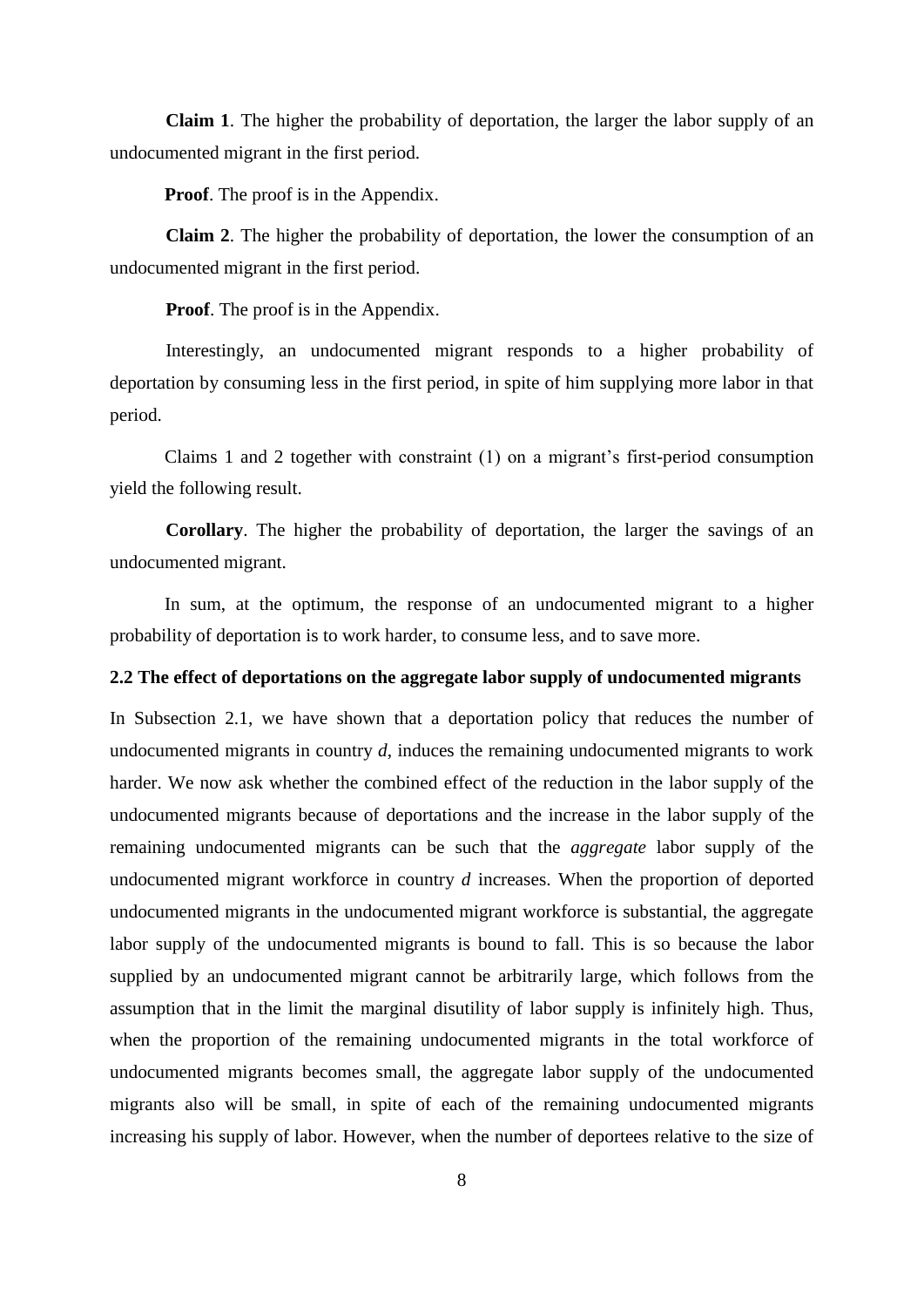**Claim 1**. The higher the probability of deportation, the larger the labor supply of an undocumented migrant in the first period.

**Proof**. The proof is in the Appendix.

**Claim 2**. The higher the probability of deportation, the lower the consumption of an undocumented migrant in the first period.

**Proof**. The proof is in the Appendix.

Interestingly, an undocumented migrant responds to a higher probability of deportation by consuming less in the first period, in spite of him supplying more labor in that period.

Claims 1 and 2 together with constraint (1) on a migrant's first-period consumption yield the following result.

**Corollary**. The higher the probability of deportation, the larger the savings of an undocumented migrant.

In sum, at the optimum, the response of an undocumented migrant to a higher probability of deportation is to work harder, to consume less, and to save more.

### 2.2 The effect of deportations on the aggregate labor supply of undocumented migrants

In Subsection 2.1, we have shown that a deportation policy that reduces the number of undocumented migrants in country $d$, induces the remaining undocumented migrants to work harder. We now ask whether the combined effect of the reduction in the labor supply of the undocumented migrants because of deportations and the increase in the labor supply of the remaining undocumented migrants can be such that the *aggregate* labor supply of the undocumented migrant workforce in country $d$ increases. When the proportion of deported undocumented migrants in the undocumented migrant workforce is substantial, the aggregate labor supply of the undocumented migrants is bound to fall. This is so because the labor supplied by an undocumented migrant cannot be arbitrarily large, which follows from the assumption that in the limit the marginal disutility of labor supply is infinitely high. Thus, when the proportion of the remaining undocumented migrants in the total workforce of undocumented migrants becomes small, the aggregate labor supply of the undocumented migrants also will be small, in spite of each of the remaining undocumented migrants increasing his supply of labor. However, when the number of deportees relative to the size of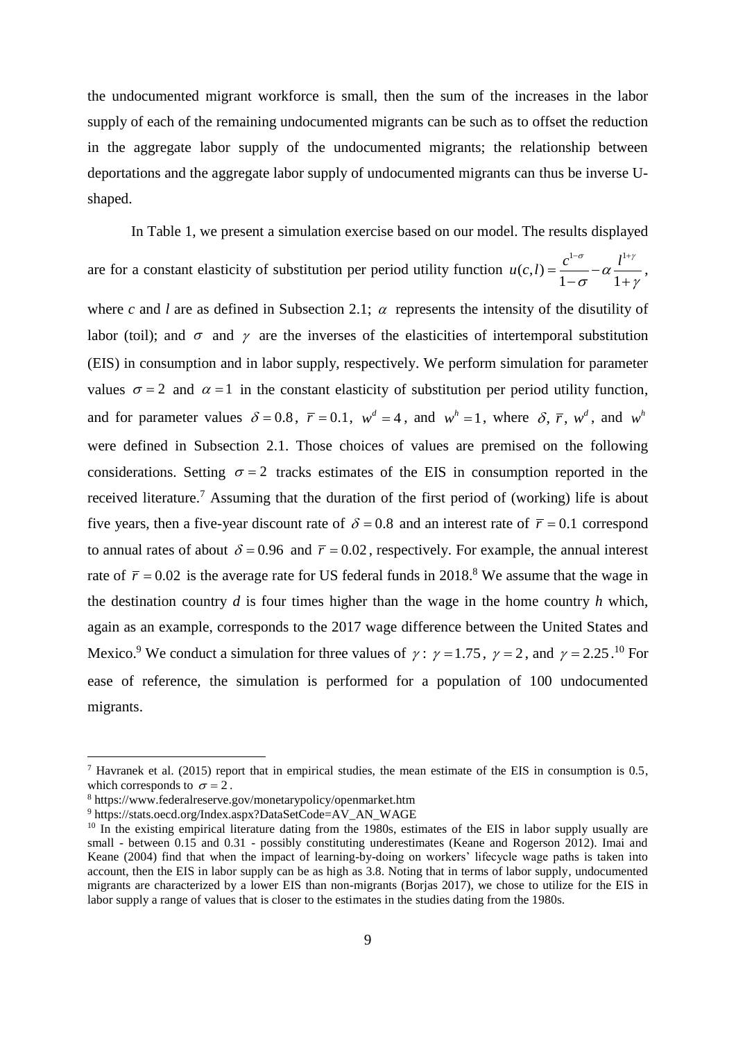the undocumented migrant workforce is small, then the sum of the increases in the labor supply of each of the remaining undocumented migrants can be such as to offset the reduction in the aggregate labor supply of the undocumented migrants; the relationship between deportations and the aggregate labor supply of undocumented migrants can thus be inverse U-shaped.

In Table 1, we present a simulation exercise based on our model. The results displayed are for a constant elasticity of substitution per period utility function $u(c,l) = \frac{c^{1-\sigma}}{1-\sigma} - \alpha \frac{l^{1+\gamma}}{1+\gamma}$, where *c* and *l* are as defined in Subsection 2.1; $\alpha$ represents the intensity of the disutility of labor (toil); and $\sigma$ and $\gamma$ are the inverses of the elasticities of intertemporal substitution (EIS) in consumption and in labor supply, respectively. We perform simulation for parameter values $\sigma = 2$ and $\alpha = 1$ in the constant elasticity of substitution per period utility function, and for parameter values $\delta = 0.8$, $\bar{r} = 0.1$, $w^d = 4$, and $w^h = 1$, where $\delta$, $\bar{r}$, $w^d$, and $w^h$ were defined in Subsection 2.1. Those choices of values are premised on the following considerations. Setting $\sigma = 2$ tracks estimates of the EIS in consumption reported in the received literature.[7] Assuming that the duration of the first period of (working) life is about five years, then a five-year discount rate of $\delta = 0.8$ and an interest rate of $\bar{r} = 0.1$ correspond to annual rates of about $\delta = 0.96$ and $\bar{r} = 0.02$, respectively. For example, the annual interest rate of $\bar{r} = 0.02$ is the average rate for US federal funds in 2018.[8] We assume that the wage in the destination country *d* is four times higher than the wage in the home country *h* which, again as an example, corresponds to the 2017 wage difference between the United States and Mexico.[9] We conduct a simulation for three values of $\gamma$: $\gamma = 1.75$, $\gamma = 2$, and $\gamma = 2.25$.[10] For ease of reference, the simulation is performed for a population of 100 undocumented migrants.

---

[7] Havranek et al. (2015) report that in empirical studies, the mean estimate of the EIS in consumption is 0.5, which corresponds to $\sigma = 2$.

[8] https://www.federalreserve.gov/monetarypolicy/openmarket.htm

[9] https://stats.oecd.org/Index.aspx?DataSetCode=AV_AN_WAGE

[10] In the existing empirical literature dating from the 1980s, estimates of the EIS in labor supply usually are small - between 0.15 and 0.31 - possibly constituting underestimates (Keane and Rogerson 2012). Imai and Keane (2004) find that when the impact of learning-by-doing on workers' lifecycle wage paths is taken into account, then the EIS in labor supply can be as high as 3.8. Noting that in terms of labor supply, undocumented migrants are characterized by a lower EIS than non-migrants (Borjas 2017), we chose to utilize for the EIS in labor supply a range of values that is closer to the estimates in the studies dating from the 1980s.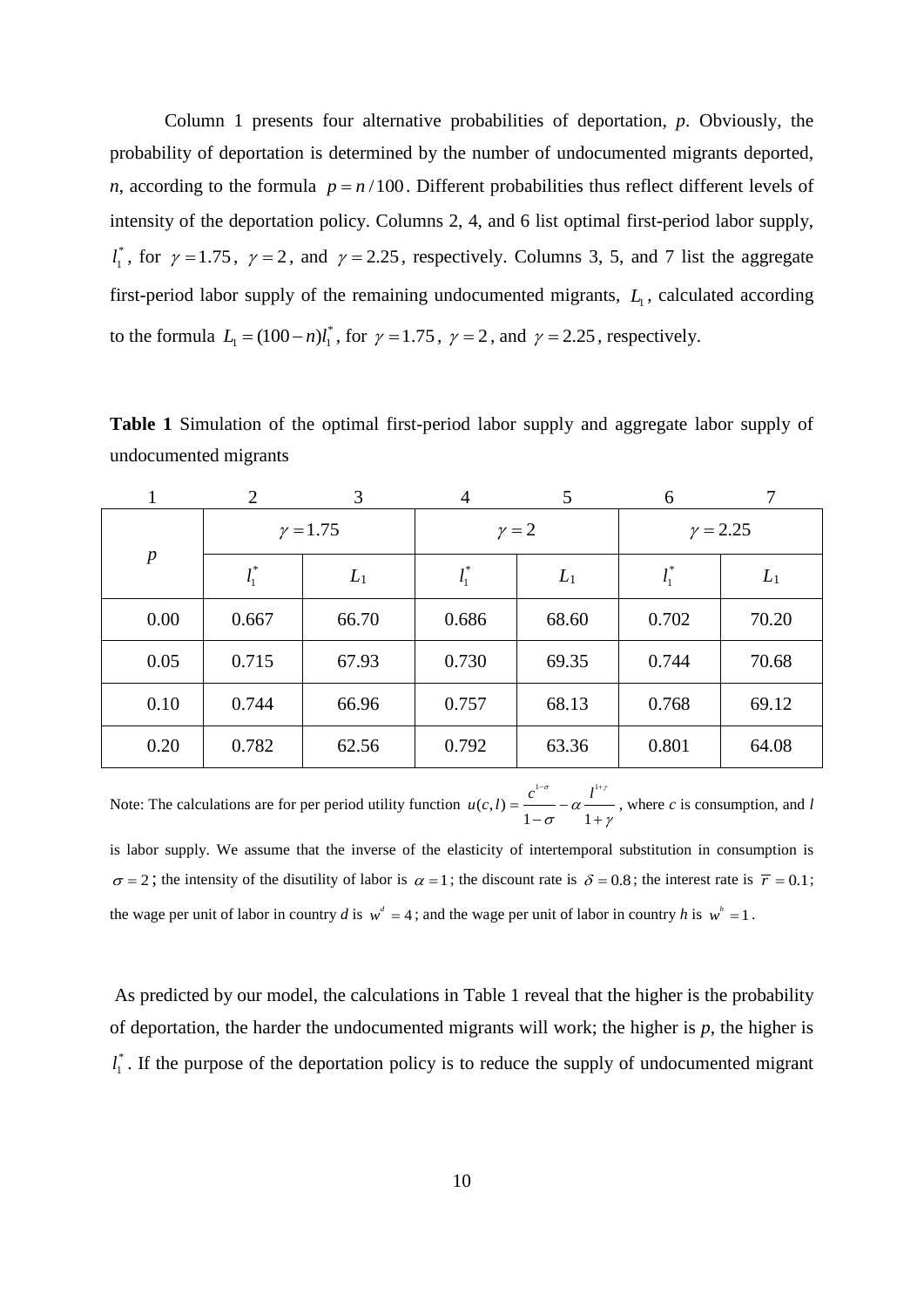Column 1 presents four alternative probabilities of deportation, $p$. Obviously, the probability of deportation is determined by the number of undocumented migrants deported, $n$, according to the formula $p = n/100$. Different probabilities thus reflect different levels of intensity of the deportation policy. Columns 2, 4, and 6 list optimal first-period labor supply, $l_1^*$, for $\gamma = 1.75$, $\gamma = 2$, and $\gamma = 2.25$, respectively. Columns 3, 5, and 7 list the aggregate first-period labor supply of the remaining undocumented migrants, $L_1$, calculated according to the formula $L_1 = (100 - n)l_1^*$, for $\gamma = 1.75$, $\gamma = 2$, and $\gamma = 2.25$, respectively.

**Table 1** Simulation of the optimal first-period labor supply and aggregate labor supply of undocumented migrants

| 1 | 2 | 3 | 4 | 5 | 6 | 7 |
|---|---|---|---|---|---|---|
| $p$ | $\gamma = 1.75$ | | $\gamma = 2$ | | $\gamma = 2.25$ | |
| | $l_1^*$ | $L_1$ | $l_1^*$ | $L_1$ | $l_1^*$ | $L_1$ |
| 0.00 | 0.667 | 66.70 | 0.686 | 68.60 | 0.702 | 70.20 |
| 0.05 | 0.715 | 67.93 | 0.730 | 69.35 | 0.744 | 70.68 |
| 0.10 | 0.744 | 66.96 | 0.757 | 68.13 | 0.768 | 69.12 |
| 0.20 | 0.782 | 62.56 | 0.792 | 63.36 | 0.801 | 64.08 |

Note: The calculations are for per period utility function $u(c,l) = \frac{c^{1-\sigma}}{1-\sigma} - \alpha \frac{l^{1+\gamma}}{1+\gamma}$, where $c$ is consumption, and $l$ is labor supply. We assume that the inverse of the elasticity of intertemporal substitution in consumption is $\sigma = 2$; the intensity of the disutility of labor is $\alpha = 1$; the discount rate is $\delta = 0.8$; the interest rate is $\overline{r} = 0.1$; the wage per unit of labor in country $d$ is $w^d = 4$; and the wage per unit of labor in country $h$ is $w^h = 1$.

As predicted by our model, the calculations in Table 1 reveal that the higher is the probability of deportation, the harder the undocumented migrants will work; the higher is $p$, the higher is $l_1^*$. If the purpose of the deportation policy is to reduce the supply of undocumented migrant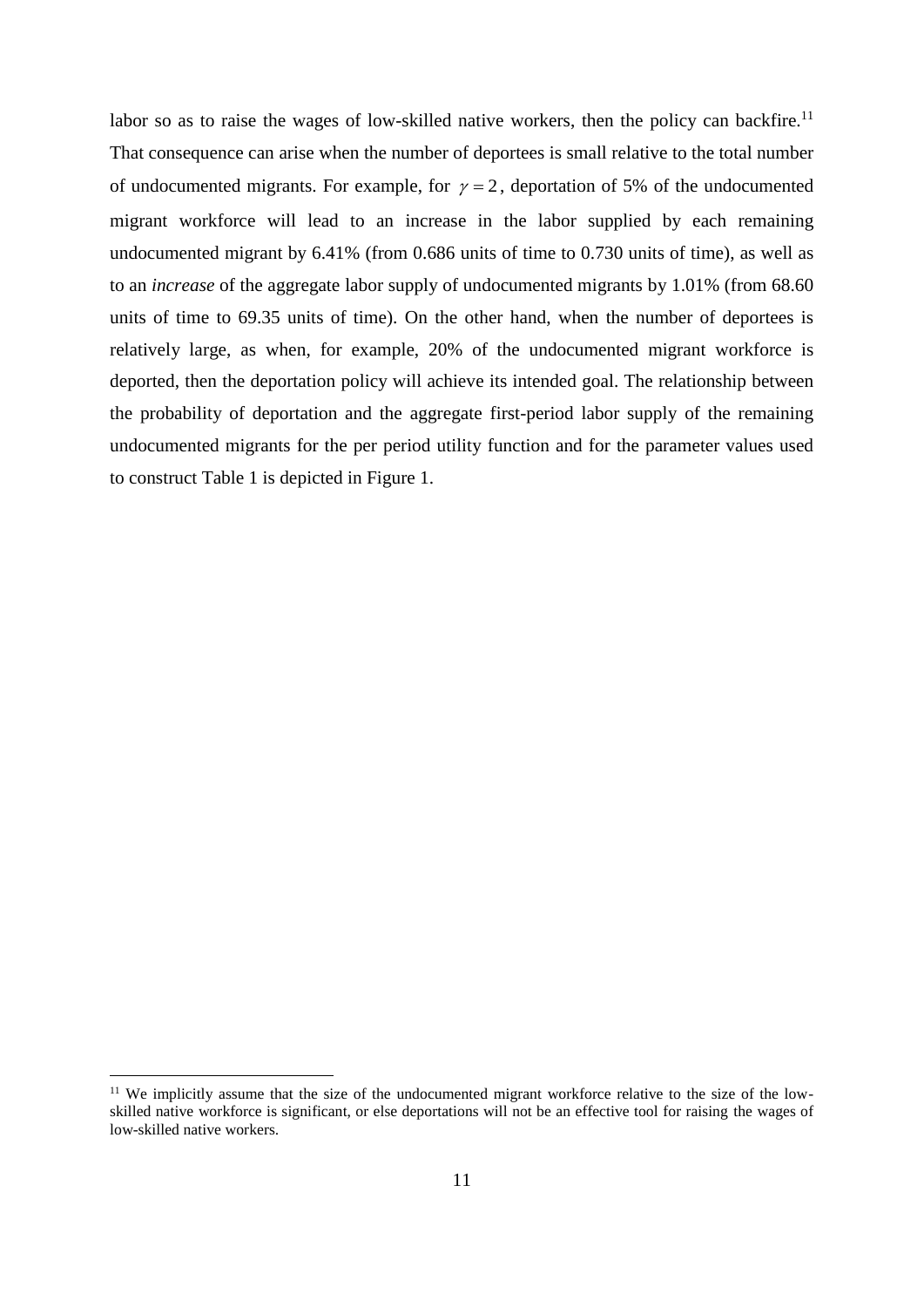labor so as to raise the wages of low-skilled native workers, then the policy can backfire.[11] That consequence can arise when the number of deportees is small relative to the total number of undocumented migrants. For example, for $\gamma = 2$, deportation of 5% of the undocumented migrant workforce will lead to an increase in the labor supplied by each remaining undocumented migrant by 6.41% (from 0.686 units of time to 0.730 units of time), as well as to an *increase* of the aggregate labor supply of undocumented migrants by 1.01% (from 68.60 units of time to 69.35 units of time). On the other hand, when the number of deportees is relatively large, as when, for example, 20% of the undocumented migrant workforce is deported, then the deportation policy will achieve its intended goal. The relationship between the probability of deportation and the aggregate first-period labor supply of the remaining undocumented migrants for the per period utility function and for the parameter values used to construct Table 1 is depicted in Figure 1.

[11] We implicitly assume that the size of the undocumented migrant workforce relative to the size of the low-skilled native workforce is significant, or else deportations will not be an effective tool for raising the wages of low-skilled native workers.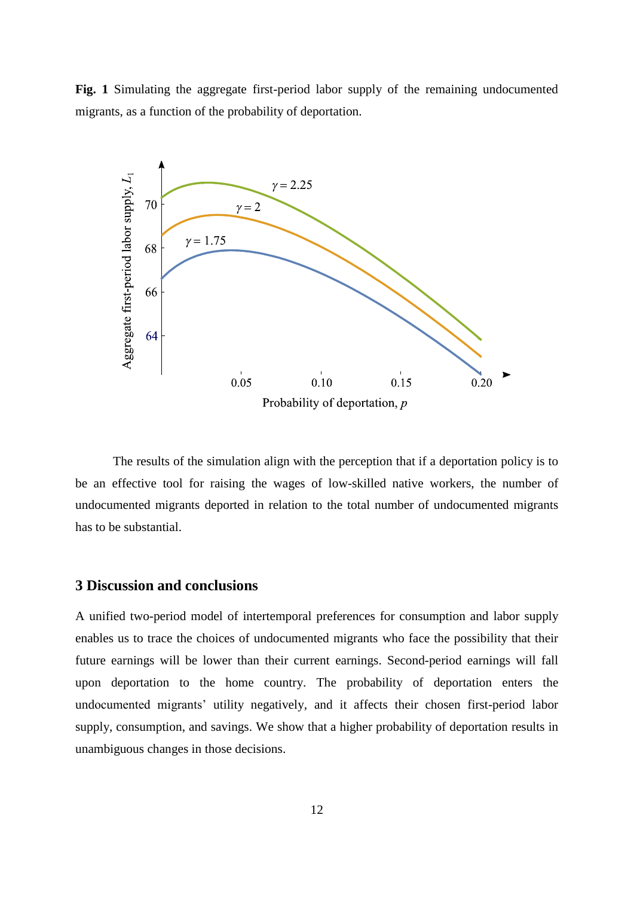**Fig. 1** Simulating the aggregate first-period labor supply of the remaining undocumented migrants, as a function of the probability of deportation.

The results of the simulation align with the perception that if a deportation policy is to be an effective tool for raising the wages of low-skilled native workers, the number of undocumented migrants deported in relation to the total number of undocumented migrants has to be substantial.

## 3 Discussion and conclusions

A unified two-period model of intertemporal preferences for consumption and labor supply enables us to trace the choices of undocumented migrants who face the possibility that their future earnings will be lower than their current earnings. Second-period earnings will fall upon deportation to the home country. The probability of deportation enters the undocumented migrants' utility negatively, and it affects their chosen first-period labor supply, consumption, and savings. We show that a higher probability of deportation results in unambiguous changes in those decisions.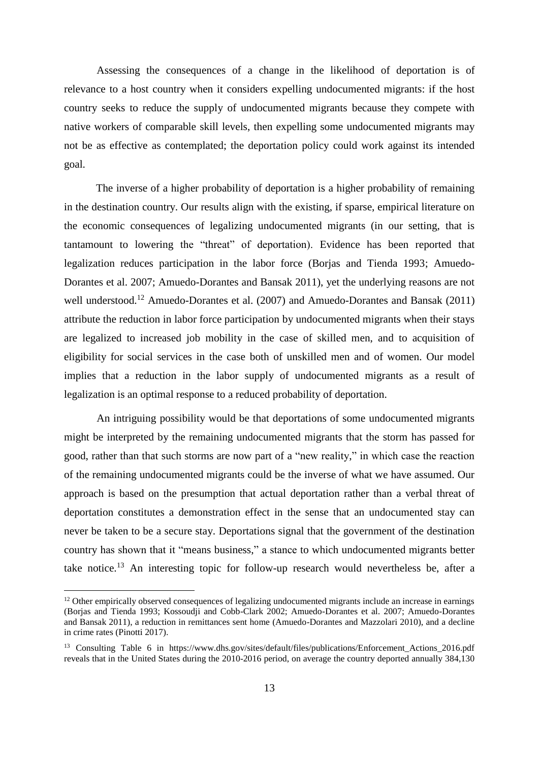Assessing the consequences of a change in the likelihood of deportation is of relevance to a host country when it considers expelling undocumented migrants: if the host country seeks to reduce the supply of undocumented migrants because they compete with native workers of comparable skill levels, then expelling some undocumented migrants may not be as effective as contemplated; the deportation policy could work against its intended goal.

The inverse of a higher probability of deportation is a higher probability of remaining in the destination country. Our results align with the existing, if sparse, empirical literature on the economic consequences of legalizing undocumented migrants (in our setting, that is tantamount to lowering the "threat" of deportation). Evidence has been reported that legalization reduces participation in the labor force (Borjas and Tienda 1993; Amuedo-Dorantes et al. 2007; Amuedo-Dorantes and Bansak 2011), yet the underlying reasons are not well understood.[12] Amuedo-Dorantes et al. (2007) and Amuedo-Dorantes and Bansak (2011) attribute the reduction in labor force participation by undocumented migrants when their stays are legalized to increased job mobility in the case of skilled men, and to acquisition of eligibility for social services in the case both of unskilled men and of women. Our model implies that a reduction in the labor supply of undocumented migrants as a result of legalization is an optimal response to a reduced probability of deportation.

An intriguing possibility would be that deportations of some undocumented migrants might be interpreted by the remaining undocumented migrants that the storm has passed for good, rather than that such storms are now part of a "new reality," in which case the reaction of the remaining undocumented migrants could be the inverse of what we have assumed. Our approach is based on the presumption that actual deportation rather than a verbal threat of deportation constitutes a demonstration effect in the sense that an undocumented stay can never be taken to be a secure stay. Deportations signal that the government of the destination country has shown that it "means business," a stance to which undocumented migrants better take notice.[13] An interesting topic for follow-up research would nevertheless be, after a

[12] Other empirically observed consequences of legalizing undocumented migrants include an increase in earnings (Borjas and Tienda 1993; Kossoudji and Cobb-Clark 2002; Amuedo-Dorantes et al. 2007; Amuedo-Dorantes and Bansak 2011), a reduction in remittances sent home (Amuedo-Dorantes and Mazzolari 2010), and a decline in crime rates (Pinotti 2017).

[13] Consulting Table 6 in https://www.dhs.gov/sites/default/files/publications/Enforcement_Actions_2016.pdf reveals that in the United States during the 2010-2016 period, on average the country deported annually 384,130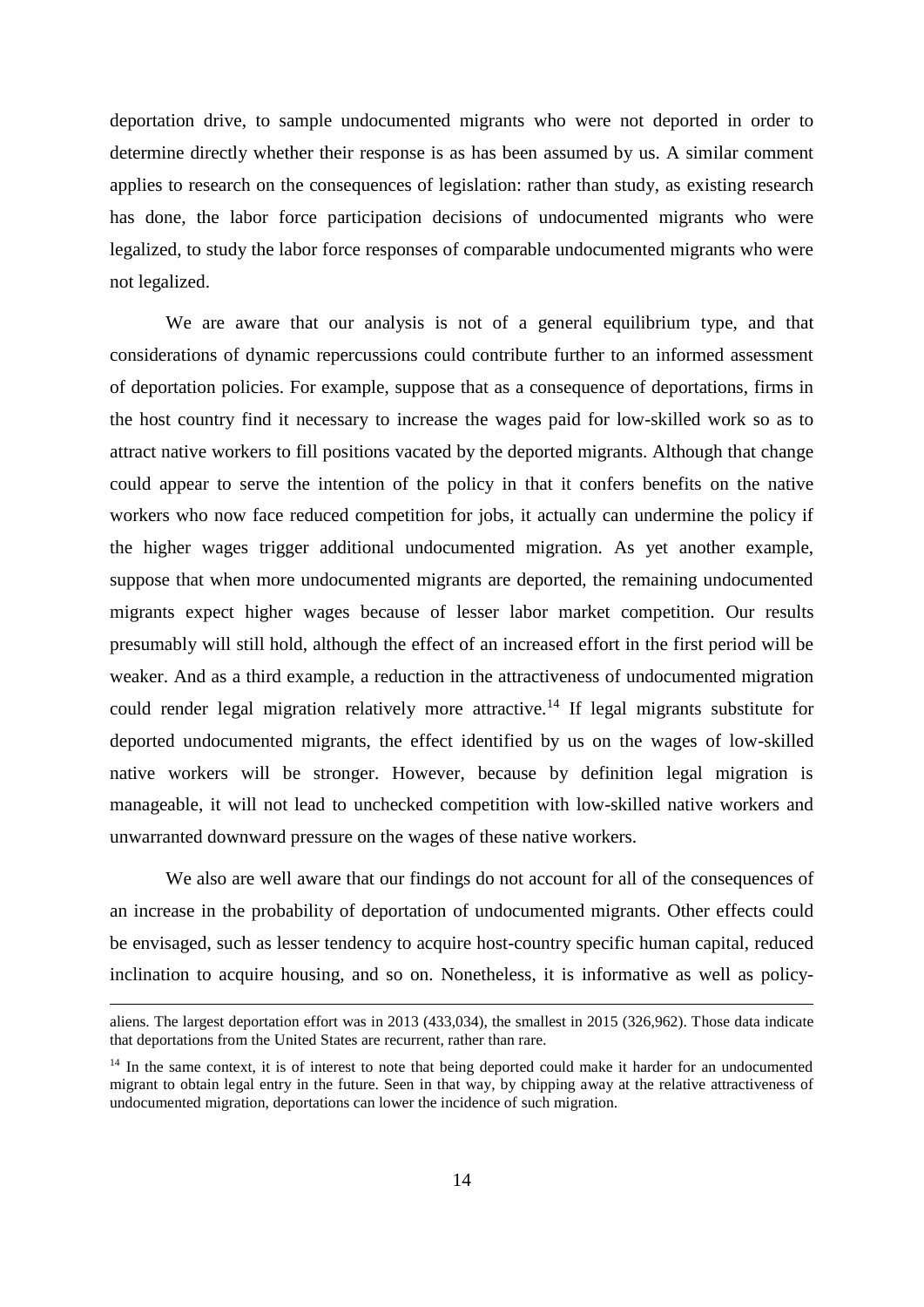deportation drive, to sample undocumented migrants who were not deported in order to determine directly whether their response is as has been assumed by us. A similar comment applies to research on the consequences of legislation: rather than study, as existing research has done, the labor force participation decisions of undocumented migrants who were legalized, to study the labor force responses of comparable undocumented migrants who were not legalized.

We are aware that our analysis is not of a general equilibrium type, and that considerations of dynamic repercussions could contribute further to an informed assessment of deportation policies. For example, suppose that as a consequence of deportations, firms in the host country find it necessary to increase the wages paid for low-skilled work so as to attract native workers to fill positions vacated by the deported migrants. Although that change could appear to serve the intention of the policy in that it confers benefits on the native workers who now face reduced competition for jobs, it actually can undermine the policy if the higher wages trigger additional undocumented migration. As yet another example, suppose that when more undocumented migrants are deported, the remaining undocumented migrants expect higher wages because of lesser labor market competition. Our results presumably will still hold, although the effect of an increased effort in the first period will be weaker. And as a third example, a reduction in the attractiveness of undocumented migration could render legal migration relatively more attractive.[14] If legal migrants substitute for deported undocumented migrants, the effect identified by us on the wages of low-skilled native workers will be stronger. However, because by definition legal migration is manageable, it will not lead to unchecked competition with low-skilled native workers and unwarranted downward pressure on the wages of these native workers.

We also are well aware that our findings do not account for all of the consequences of an increase in the probability of deportation of undocumented migrants. Other effects could be envisaged, such as lesser tendency to acquire host-country specific human capital, reduced inclination to acquire housing, and so on. Nonetheless, it is informative as well as policy-

aliens. The largest deportation effort was in 2013 (433,034), the smallest in 2015 (326,962). Those data indicate that deportations from the United States are recurrent, rather than rare.

[14] In the same context, it is of interest to note that being deported could make it harder for an undocumented migrant to obtain legal entry in the future. Seen in that way, by chipping away at the relative attractiveness of undocumented migration, deportations can lower the incidence of such migration.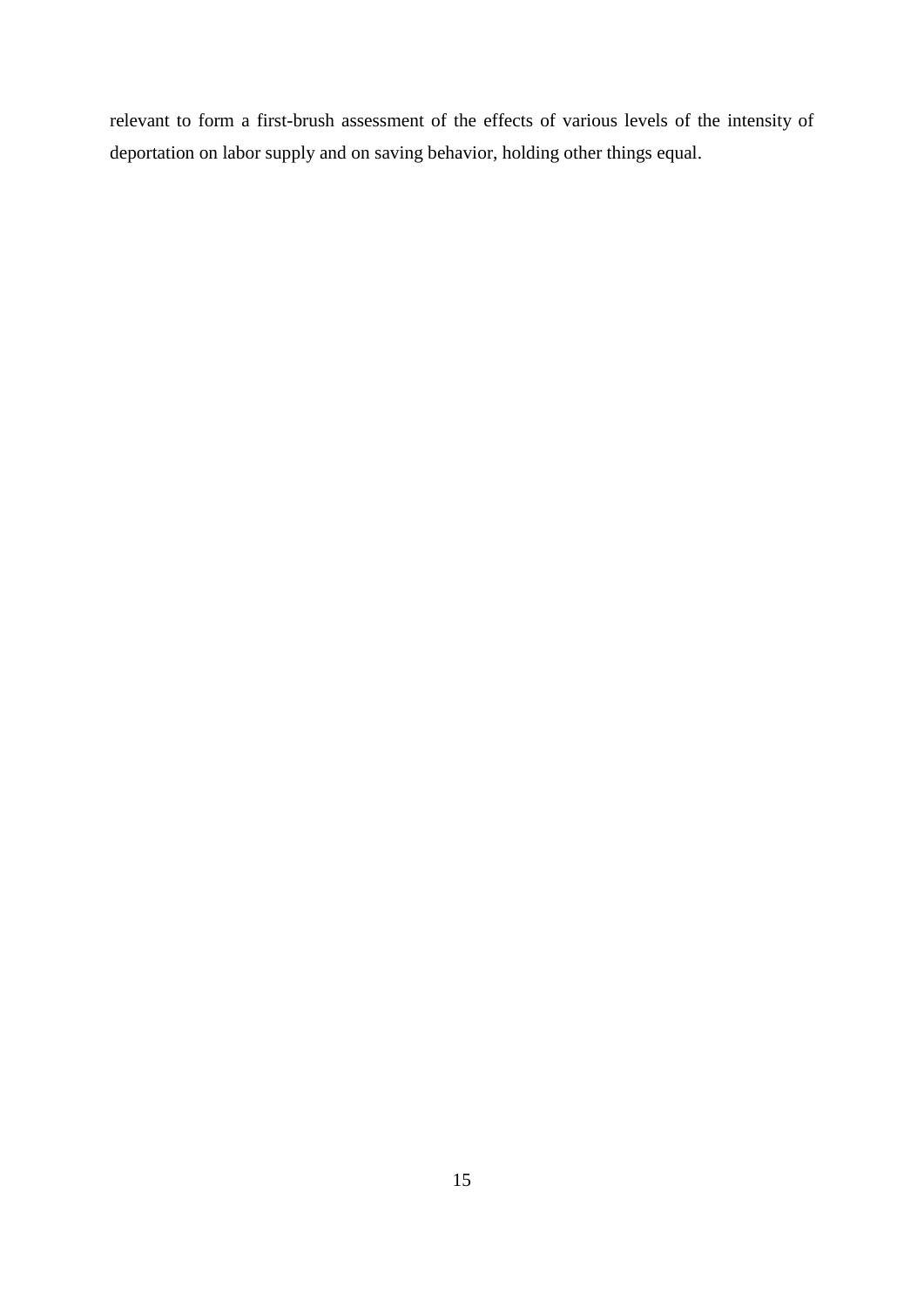relevant to form a first-brush assessment of the effects of various levels of the intensity of deportation on labor supply and on saving behavior, holding other things equal.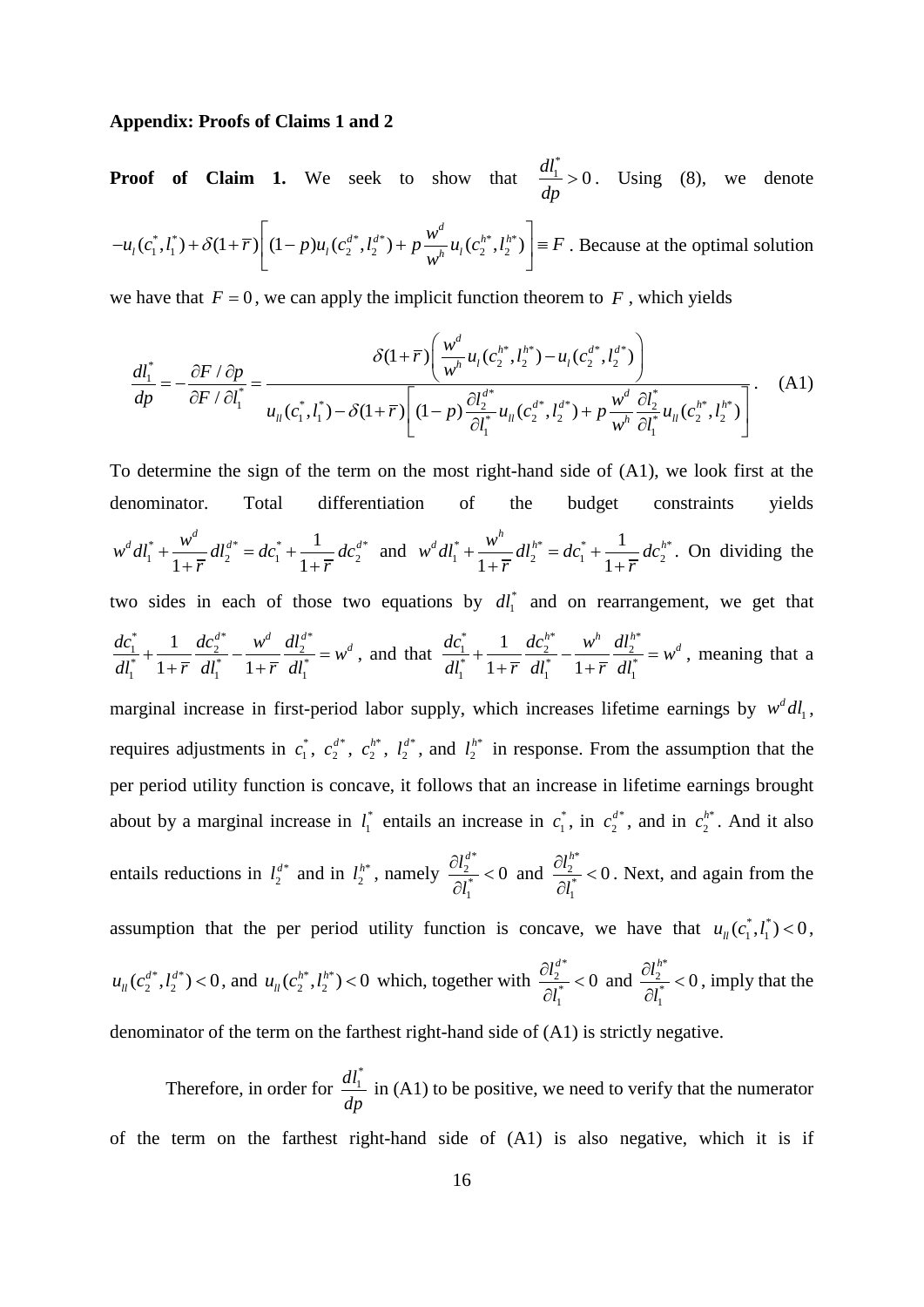**Appendix: Proofs of Claims 1 and 2**

**Proof of Claim 1.** We seek to show that $\frac{dl_1^*}{dp} > 0$. Using (8), we denote $-u_l(c_1^*, l_1^*) + \delta(1+\bar{r})\left[(1-p)u_l(c_2^{d*}, l_2^{d*}) + p\frac{w^d}{w^h}u_l(c_2^{h*}, l_2^{h*})\right] \equiv F$. Because at the optimal solution we have that $F = 0$, we can apply the implicit function theorem to $F$, which yields

$$\frac{dl_1^*}{dp} = -\frac{\partial F / \partial p}{\partial F / \partial l_1^*} = \frac{\delta(1+\bar{r})\left(\frac{w^d}{w^h}u_l(c_2^{h*}, l_2^{h*}) - u_l(c_2^{d*}, l_2^{d*})\right)}{u_{ll}(c_1^*, l_1^*) - \delta(1+\bar{r})\left[(1-p)\frac{\partial l_2^{d*}}{\partial l_1^*}u_{ll}(c_2^{d*}, l_2^{d*}) + p\frac{w^d}{w^h}\frac{\partial l_2^*}{\partial l_1^*}u_{ll}(c_2^{h*}, l_2^{h*})\right]}. \quad \text{(A1)}$$

To determine the sign of the term on the most right-hand side of (A1), we look first at the denominator. Total differentiation of the budget constraints yields $w^d dl_1^* + \frac{w^d}{1+\bar{r}}dl_2^{d*} = dc_1^* + \frac{1}{1+\bar{r}}dc_2^{d*}$ and $w^d dl_1^* + \frac{w^h}{1+\bar{r}}dl_2^{h*} = dc_1^* + \frac{1}{1+\bar{r}}dc_2^{h*}$. On dividing the two sides in each of those two equations by $dl_1^*$ and on rearrangement, we get that $\frac{dc_1^*}{dl_1^*} + \frac{1}{1+\bar{r}}\frac{dc_2^{d*}}{dl_1^*} - \frac{w^d}{1+\bar{r}}\frac{dl_2^{d*}}{dl_1^*} = w^d$, and that $\frac{dc_1^*}{dl_1^*} + \frac{1}{1+\bar{r}}\frac{dc_2^{h*}}{dl_1^*} - \frac{w^h}{1+\bar{r}}\frac{dl_2^{h*}}{dl_1^*} = w^d$, meaning that a marginal increase in first-period labor supply, which increases lifetime earnings by $w^d dl_1$, requires adjustments in $c_1^*$, $c_2^{d*}$, $c_2^{h*}$, $l_2^{d*}$, and $l_2^{h*}$ in response. From the assumption that the per period utility function is concave, it follows that an increase in lifetime earnings brought about by a marginal increase in $l_1^*$ entails an increase in $c_1^*$, in $c_2^{d*}$, and in $c_2^{h*}$. And it also entails reductions in $l_2^{d*}$ and in $l_2^{h*}$, namely $\frac{\partial l_2^{d*}}{\partial l_1^*} < 0$ and $\frac{\partial l_2^{h*}}{\partial l_1^*} < 0$. Next, and again from the assumption that the per period utility function is concave, we have that $u_{ll}(c_1^*, l_1^*) < 0$, $u_{ll}(c_2^{d*}, l_2^{d*}) < 0$, and $u_{ll}(c_2^{h*}, l_2^{h*}) < 0$ which, together with $\frac{\partial l_2^{d*}}{\partial l_1^*} < 0$ and $\frac{\partial l_2^{h*}}{\partial l_1^*} < 0$, imply that the denominator of the term on the farthest right-hand side of (A1) is strictly negative.

Therefore, in order for $\frac{dl_1^*}{dp}$ in (A1) to be positive, we need to verify that the numerator of the term on the farthest right-hand side of (A1) is also negative, which it is if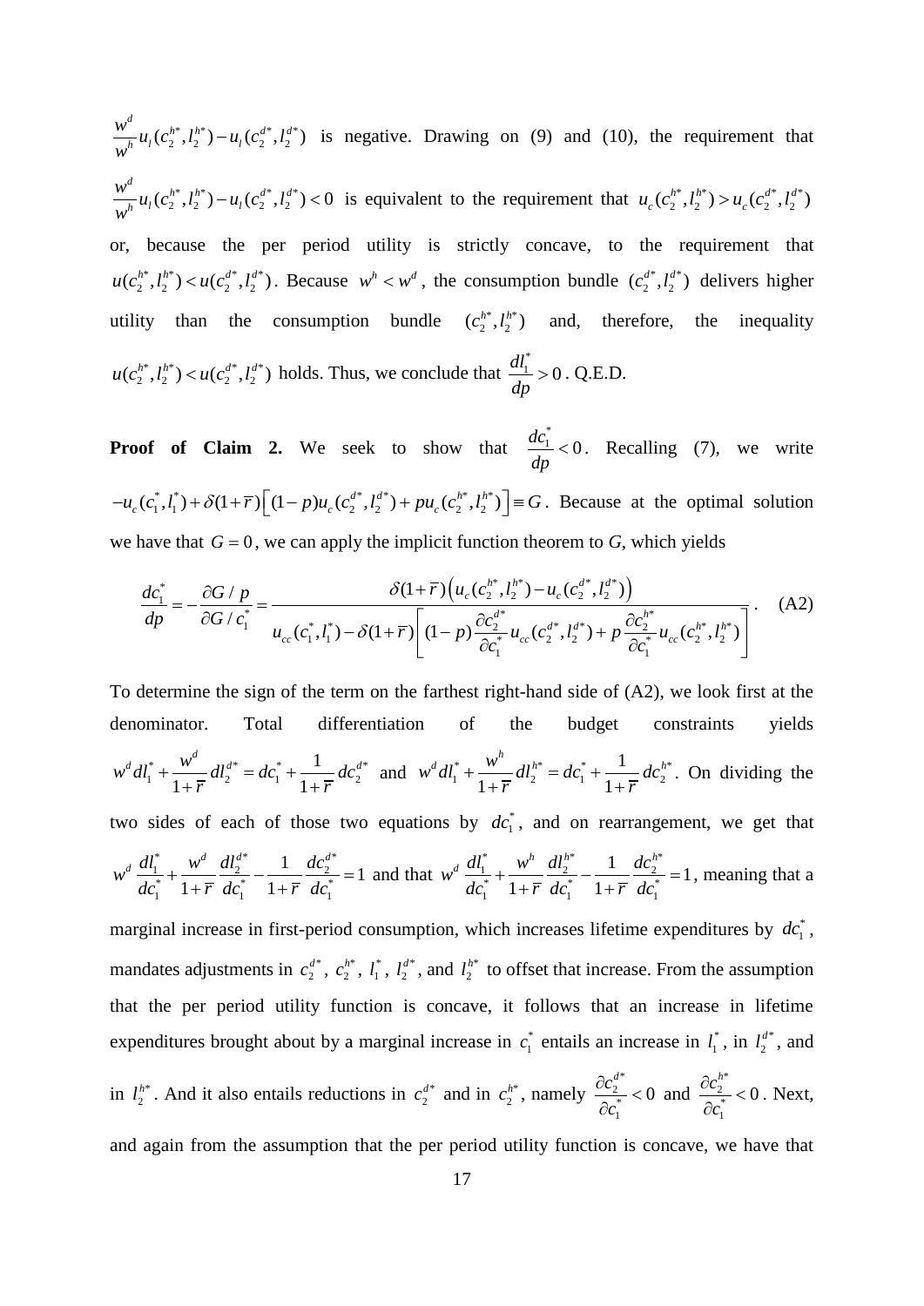$\frac{w^d}{w^h}u_l(c_2^{h*},l_2^{h*})-u_l(c_2^{d*},l_2^{d*})$ is negative. Drawing on (9) and (10), the requirement that $\frac{w^d}{w^h}u_l(c_2^{h*},l_2^{h*})-u_l(c_2^{d*},l_2^{d*})<0$ is equivalent to the requirement that $u_c(c_2^{h*},l_2^{h*})>u_c(c_2^{d*},l_2^{d*})$ or, because the per period utility is strictly concave, to the requirement that $u(c_2^{h*},l_2^{h*})<u(c_2^{d*},l_2^{d*})$. Because $w^h<w^d$, the consumption bundle $(c_2^{d*},l_2^{d*})$ delivers higher utility than the consumption bundle $(c_2^{h*},l_2^{h*})$ and, therefore, the inequality $u(c_2^{h*},l_2^{h*})<u(c_2^{d*},l_2^{d*})$ holds. Thus, we conclude that $\frac{dl_1^*}{dp}>0$. Q.E.D.

**Proof of Claim 2.** We seek to show that $\frac{dc_1^*}{dp}<0$. Recalling (7), we write $-u_c(c_1^*,l_1^*)+\delta(1+\bar{r})\left[(1-p)u_c(c_2^{d*},l_2^{d*})+pu_c(c_2^{h*},l_2^{h*})\right]\equiv G$. Because at the optimal solution we have that $G=0$, we can apply the implicit function theorem to $G$, which yields

$$\frac{dc_1^*}{dp}=-\frac{\partial G/p}{\partial G/c_1^*}=\frac{\delta(1+\bar{r})\left(u_c(c_2^{h*},l_2^{h*})-u_c(c_2^{d*},l_2^{d*})\right)}{u_{cc}(c_1^*,l_1^*)-\delta(1+\bar{r})\left[(1-p)\frac{\partial c_2^{d*}}{\partial c_1^*}u_{cc}(c_2^{d*},l_2^{d*})+p\frac{\partial c_2^{h*}}{\partial c_1^*}u_{cc}(c_2^{h*},l_2^{h*})\right]}. \quad \text{(A2)}$$

To determine the sign of the term on the farthest right-hand side of (A2), we look first at the denominator. Total differentiation of the budget constraints yields $w^d dl_1^*+\frac{w^d}{1+\bar{r}}dl_2^{d*}=dc_1^*+\frac{1}{1+\bar{r}}dc_2^{d*}$ and $w^d dl_1^*+\frac{w^h}{1+\bar{r}}dl_2^{h*}=dc_1^*+\frac{1}{1+\bar{r}}dc_2^{h*}$. On dividing the two sides of each of those two equations by $dc_1^*$, and on rearrangement, we get that $w^d\frac{dl_1^*}{dc_1^*}+\frac{w^d}{1+\bar{r}}\frac{dl_2^{d*}}{dc_1^*}-\frac{1}{1+\bar{r}}\frac{dc_2^{d*}}{dc_1^*}=1$ and that $w^d\frac{dl_1^*}{dc_1^*}+\frac{w^h}{1+\bar{r}}\frac{dl_2^{h*}}{dc_1^*}-\frac{1}{1+\bar{r}}\frac{dc_2^{h*}}{dc_1^*}=1$, meaning that a marginal increase in first-period consumption, which increases lifetime expenditures by $dc_1^*$, mandates adjustments in $c_2^{d*}$, $c_2^{h*}$, $l_1^*$, $l_2^{d*}$, and $l_2^{h*}$ to offset that increase. From the assumption that the per period utility function is concave, it follows that an increase in lifetime expenditures brought about by a marginal increase in $c_1^*$ entails an increase in $l_1^*$, in $l_2^{d*}$, and in $l_2^{h*}$. And it also entails reductions in $c_2^{d*}$ and in $c_2^{h*}$, namely $\frac{\partial c_2^{d*}}{\partial c_1^*}<0$ and $\frac{\partial c_2^{h*}}{\partial c_1^*}<0$. Next, and again from the assumption that the per period utility function is concave, we have that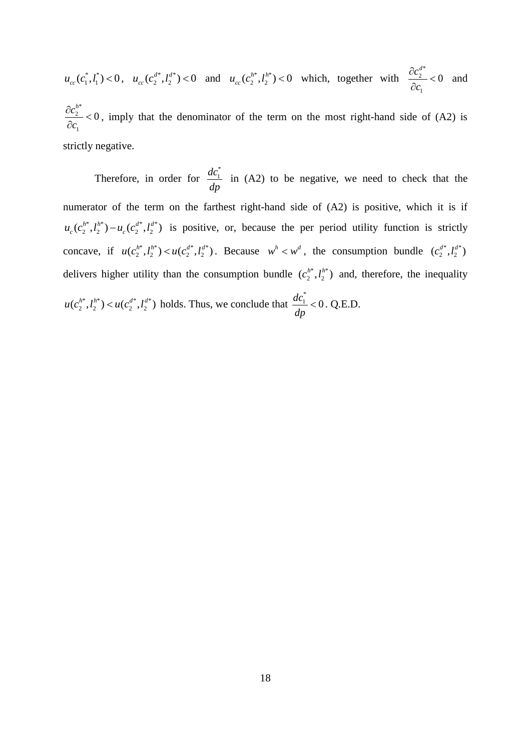$u_{cc}(c_1^*, l_1^*) < 0$, $u_{cc}(c_2^{d*}, l_2^{d*}) < 0$ and $u_{cc}(c_2^{h*}, l_2^{h*}) < 0$ which, together with $\frac{\partial c_2^{d*}}{\partial c_1} < 0$ and $\frac{\partial c_2^{h*}}{\partial c_1} < 0$, imply that the denominator of the term on the most right-hand side of (A2) is strictly negative.

Therefore, in order for $\frac{dc_1^*}{dp}$ in (A2) to be negative, we need to check that the numerator of the term on the farthest right-hand side of (A2) is positive, which it is if $u_c(c_2^{h*}, l_2^{h*}) - u_c(c_2^{d*}, l_2^{d*})$ is positive, or, because the per period utility function is strictly concave, if $u(c_2^{h*}, l_2^{h*}) < u(c_2^{d*}, l_2^{d*})$. Because $w^h < w^d$, the consumption bundle $(c_2^{d*}, l_2^{d*})$ delivers higher utility than the consumption bundle $(c_2^{h*}, l_2^{h*})$ and, therefore, the inequality $u(c_2^{h*}, l_2^{h*}) < u(c_2^{d*}, l_2^{d*})$ holds. Thus, we conclude that $\frac{dc_1^*}{dp} < 0$. Q.E.D.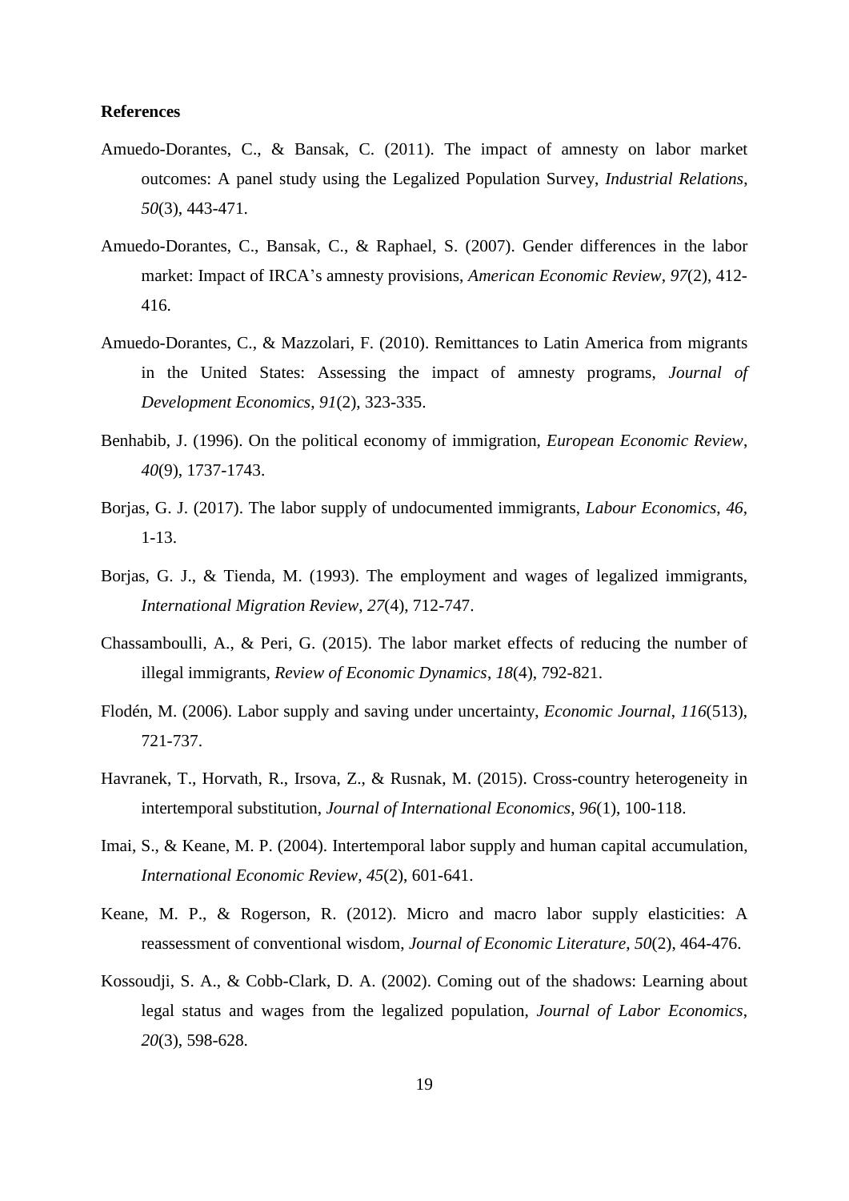**References**

Amuedo-Dorantes, C., & Bansak, C. (2011). The impact of amnesty on labor market outcomes: A panel study using the Legalized Population Survey, *Industrial Relations*, *50*(3), 443-471.

Amuedo-Dorantes, C., Bansak, C., & Raphael, S. (2007). Gender differences in the labor market: Impact of IRCA's amnesty provisions, *American Economic Review*, *97*(2), 412-416.

Amuedo-Dorantes, C., & Mazzolari, F. (2010). Remittances to Latin America from migrants in the United States: Assessing the impact of amnesty programs, *Journal of Development Economics*, *91*(2), 323-335.

Benhabib, J. (1996). On the political economy of immigration, *European Economic Review*, *40*(9), 1737-1743.

Borjas, G. J. (2017). The labor supply of undocumented immigrants, *Labour Economics*, *46*, 1-13.

Borjas, G. J., & Tienda, M. (1993). The employment and wages of legalized immigrants, *International Migration Review*, *27*(4), 712-747.

Chassamboulli, A., & Peri, G. (2015). The labor market effects of reducing the number of illegal immigrants, *Review of Economic Dynamics*, *18*(4), 792-821.

Flodén, M. (2006). Labor supply and saving under uncertainty, *Economic Journal*, *116*(513), 721-737.

Havranek, T., Horvath, R., Irsova, Z., & Rusnak, M. (2015). Cross-country heterogeneity in intertemporal substitution, *Journal of International Economics*, *96*(1), 100-118.

Imai, S., & Keane, M. P. (2004). Intertemporal labor supply and human capital accumulation, *International Economic Review*, *45*(2), 601-641.

Keane, M. P., & Rogerson, R. (2012). Micro and macro labor supply elasticities: A reassessment of conventional wisdom, *Journal of Economic Literature*, *50*(2), 464-476.

Kossoudji, S. A., & Cobb-Clark, D. A. (2002). Coming out of the shadows: Learning about legal status and wages from the legalized population, *Journal of Labor Economics*, *20*(3), 598-628.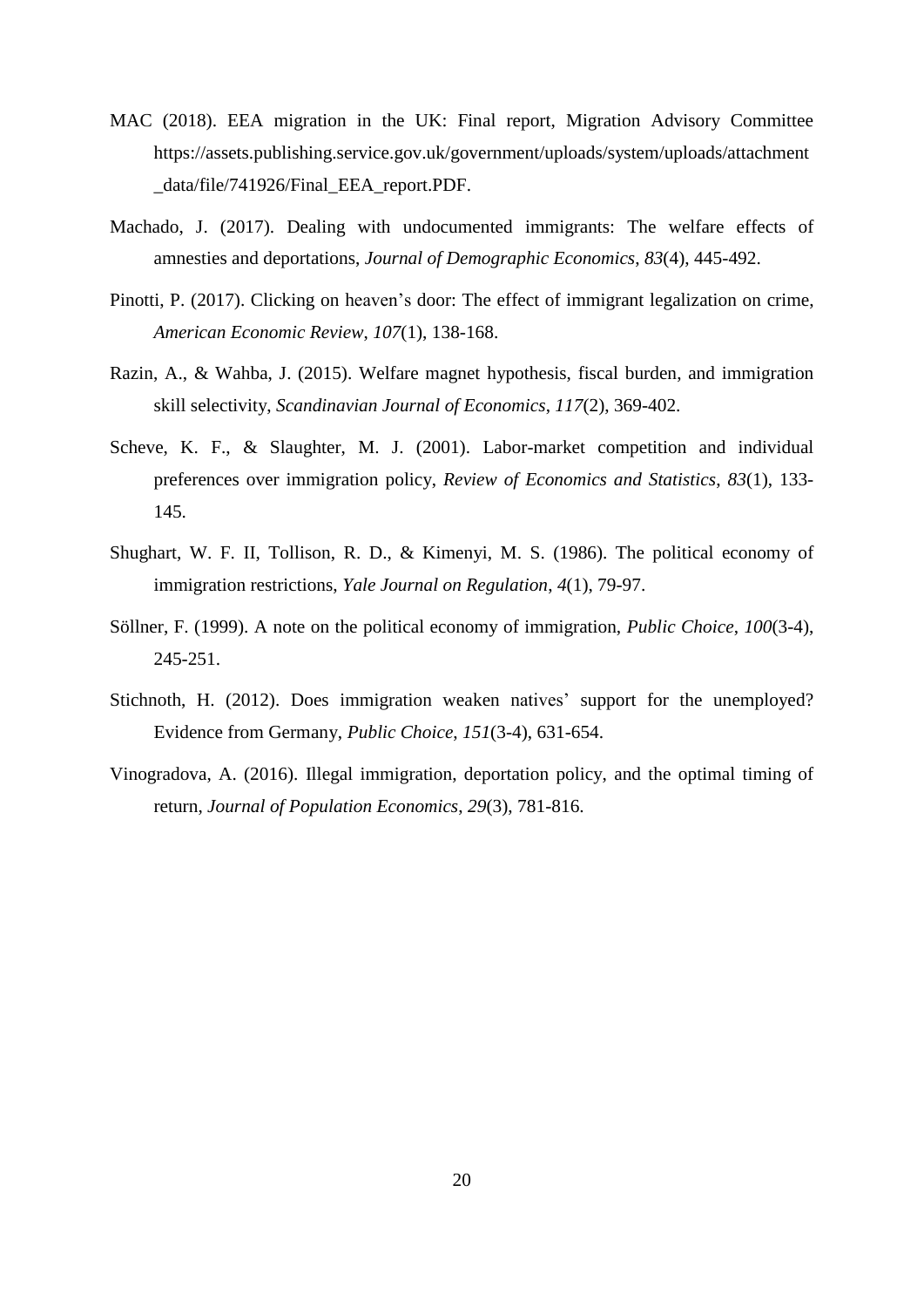MAC (2018). EEA migration in the UK: Final report, Migration Advisory Committee https://assets.publishing.service.gov.uk/government/uploads/system/uploads/attachment_data/file/741926/Final_EEA_report.PDF.

Machado, J. (2017). Dealing with undocumented immigrants: The welfare effects of amnesties and deportations, *Journal of Demographic Economics*, *83*(4), 445-492.

Pinotti, P. (2017). Clicking on heaven's door: The effect of immigrant legalization on crime, *American Economic Review*, *107*(1), 138-168.

Razin, A., & Wahba, J. (2015). Welfare magnet hypothesis, fiscal burden, and immigration skill selectivity, *Scandinavian Journal of Economics*, *117*(2), 369-402.

Scheve, K. F., & Slaughter, M. J. (2001). Labor-market competition and individual preferences over immigration policy, *Review of Economics and Statistics*, *83*(1), 133-145.

Shughart, W. F. II, Tollison, R. D., & Kimenyi, M. S. (1986). The political economy of immigration restrictions, *Yale Journal on Regulation*, *4*(1), 79-97.

Söllner, F. (1999). A note on the political economy of immigration, *Public Choice*, *100*(3-4), 245-251.

Stichnoth, H. (2012). Does immigration weaken natives' support for the unemployed? Evidence from Germany, *Public Choice*, *151*(3-4), 631-654.

Vinogradova, A. (2016). Illegal immigration, deportation policy, and the optimal timing of return, *Journal of Population Economics*, *29*(3), 781-816.